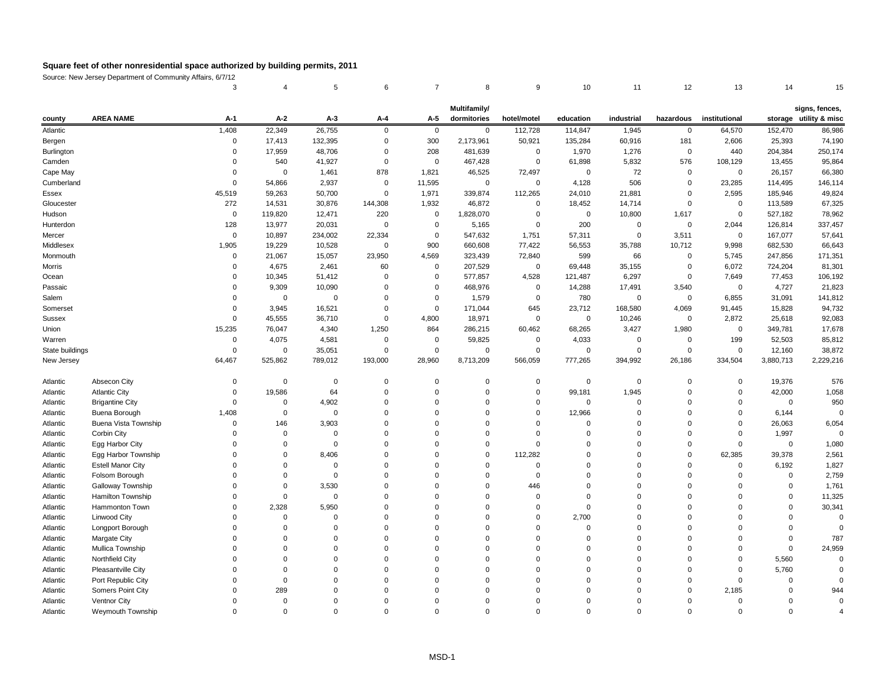# Square feet of other nonresidential space authorized by building permits, 2011

Source: New Jersey Department of Community Affairs, 6/7/12

| | | 3 | 4 | 5 | 6 | 7 | 8 | 9 | 10 | 11 | 12 | 13 | 14 | 15 |
|---|---|---|---|---|---|---|---|---|---|---|---|---|---|---|
| county | AREA NAME | A-1 | A-2 | A-3 | A-4 | A-5 | Multifamily/ dormitories | hotel/motel | education | industrial | hazardous | institutional | storage | signs, fences, utility & misc |
| Atlantic | | 1,408 | 22,349 | 26,755 | 0 | 0 | 0 | 112,728 | 114,847 | 1,945 | 0 | 64,570 | 152,470 | 86,986 |
| Bergen | | 0 | 17,413 | 132,395 | 0 | 300 | 2,173,961 | 50,921 | 135,284 | 60,916 | 181 | 2,606 | 25,393 | 74,190 |
| Burlington | | 0 | 17,959 | 48,706 | 0 | 208 | 481,639 | 0 | 1,970 | 1,276 | 0 | 440 | 204,384 | 250,174 |
| Camden | | 0 | 540 | 41,927 | 0 | 0 | 467,428 | 0 | 61,898 | 5,832 | 576 | 108,129 | 13,455 | 95,864 |
| Cape May | | 0 | 0 | 1,461 | 878 | 1,821 | 46,525 | 72,497 | 0 | 72 | 0 | 0 | 26,157 | 66,380 |
| Cumberland | | 0 | 54,866 | 2,937 | 0 | 11,595 | 0 | 0 | 4,128 | 506 | 0 | 23,285 | 114,495 | 146,114 |
| Essex | | 45,519 | 59,263 | 50,700 | 0 | 1,971 | 339,874 | 112,265 | 24,010 | 21,881 | 0 | 2,595 | 185,946 | 49,824 |
| Gloucester | | 272 | 14,531 | 30,876 | 144,308 | 1,932 | 46,872 | 0 | 18,452 | 14,714 | 0 | 0 | 113,589 | 67,325 |
| Hudson | | 0 | 119,820 | 12,471 | 220 | 0 | 1,828,070 | 0 | 0 | 10,800 | 1,617 | 0 | 527,182 | 78,962 |
| Hunterdon | | 128 | 13,977 | 20,031 | 0 | 0 | 5,165 | 0 | 200 | 0 | 0 | 2,044 | 126,814 | 337,457 |
| Mercer | | 0 | 10,897 | 234,002 | 22,334 | 0 | 547,632 | 1,751 | 57,311 | 0 | 3,511 | 0 | 167,077 | 57,641 |
| Middlesex | | 1,905 | 19,229 | 10,528 | 0 | 900 | 660,608 | 77,422 | 56,553 | 35,788 | 10,712 | 9,998 | 682,530 | 66,643 |
| Monmouth | | 0 | 21,067 | 15,057 | 23,950 | 4,569 | 323,439 | 72,840 | 599 | 66 | 0 | 5,745 | 247,856 | 171,351 |
| Morris | | 0 | 4,675 | 2,461 | 60 | 0 | 207,529 | 0 | 69,448 | 35,155 | 0 | 6,072 | 724,204 | 81,301 |
| Ocean | | 0 | 10,345 | 51,412 | 0 | 0 | 577,857 | 4,528 | 121,487 | 6,297 | 0 | 7,649 | 77,453 | 106,192 |
| Passaic | | 0 | 9,309 | 10,090 | 0 | 0 | 468,976 | 0 | 14,288 | 17,491 | 3,540 | 0 | 4,727 | 21,823 |
| Salem | | 0 | 0 | 0 | 0 | 0 | 1,579 | 0 | 780 | 0 | 0 | 6,855 | 31,091 | 141,812 |
| Somerset | | 0 | 3,945 | 16,521 | 0 | 0 | 171,044 | 645 | 23,712 | 168,580 | 4,069 | 91,445 | 15,828 | 94,732 |
| Sussex | | 0 | 45,555 | 36,710 | 0 | 4,800 | 18,971 | 0 | 0 | 10,246 | 0 | 2,872 | 25,618 | 92,083 |
| Union | | 15,235 | 76,047 | 4,340 | 1,250 | 864 | 286,215 | 60,462 | 68,265 | 3,427 | 1,980 | 0 | 349,781 | 17,678 |
| Warren | | 0 | 4,075 | 4,581 | 0 | 0 | 59,825 | 0 | 4,033 | 0 | 0 | 199 | 52,503 | 85,812 |
| State buildings | | 0 | 0 | 35,051 | 0 | 0 | 0 | 0 | 0 | 0 | 0 | 0 | 12,160 | 38,872 |
| New Jersey | | 64,467 | 525,862 | 789,012 | 193,000 | 28,960 | 8,713,209 | 566,059 | 777,265 | 394,992 | 26,186 | 334,504 | 3,880,713 | 2,229,216 |
| | | | | | | | | | | | | | | |
| Atlantic | Absecon City | 0 | 0 | 0 | 0 | 0 | 0 | 0 | 0 | 0 | 0 | 0 | 19,376 | 576 |
| Atlantic | Atlantic City | 0 | 19,586 | 64 | 0 | 0 | 0 | 0 | 99,181 | 1,945 | 0 | 0 | 42,000 | 1,058 |
| Atlantic | Brigantine City | 0 | 0 | 4,902 | 0 | 0 | 0 | 0 | 0 | 0 | 0 | 0 | 0 | 950 |
| Atlantic | Buena Borough | 1,408 | 0 | 0 | 0 | 0 | 0 | 0 | 12,966 | 0 | 0 | 0 | 6,144 | 0 |
| Atlantic | Buena Vista Township | 0 | 146 | 3,903 | 0 | 0 | 0 | 0 | 0 | 0 | 0 | 0 | 26,063 | 6,054 |
| Atlantic | Corbin City | 0 | 0 | 0 | 0 | 0 | 0 | 0 | 0 | 0 | 0 | 0 | 1,997 | 0 |
| Atlantic | Egg Harbor City | 0 | 0 | 0 | 0 | 0 | 0 | 0 | 0 | 0 | 0 | 0 | 0 | 1,080 |
| Atlantic | Egg Harbor Township | 0 | 0 | 8,406 | 0 | 0 | 0 | 112,282 | 0 | 0 | 0 | 62,385 | 39,378 | 2,561 |
| Atlantic | Estell Manor City | 0 | 0 | 0 | 0 | 0 | 0 | 0 | 0 | 0 | 0 | 0 | 6,192 | 1,827 |
| Atlantic | Folsom Borough | 0 | 0 | 0 | 0 | 0 | 0 | 0 | 0 | 0 | 0 | 0 | 0 | 2,759 |
| Atlantic | Galloway Township | 0 | 0 | 3,530 | 0 | 0 | 0 | 446 | 0 | 0 | 0 | 0 | 0 | 1,761 |
| Atlantic | Hamilton Township | 0 | 0 | 0 | 0 | 0 | 0 | 0 | 0 | 0 | 0 | 0 | 0 | 11,325 |
| Atlantic | Hammonton Town | 0 | 2,328 | 5,950 | 0 | 0 | 0 | 0 | 0 | 0 | 0 | 0 | 0 | 30,341 |
| Atlantic | Linwood City | 0 | 0 | 0 | 0 | 0 | 0 | 0 | 2,700 | 0 | 0 | 0 | 0 | 0 |
| Atlantic | Longport Borough | 0 | 0 | 0 | 0 | 0 | 0 | 0 | 0 | 0 | 0 | 0 | 0 | 0 |
| Atlantic | Margate City | 0 | 0 | 0 | 0 | 0 | 0 | 0 | 0 | 0 | 0 | 0 | 0 | 787 |
| Atlantic | Mullica Township | 0 | 0 | 0 | 0 | 0 | 0 | 0 | 0 | 0 | 0 | 0 | 0 | 24,959 |
| Atlantic | Northfield City | 0 | 0 | 0 | 0 | 0 | 0 | 0 | 0 | 0 | 0 | 0 | 5,560 | 0 |
| Atlantic | Pleasantville City | 0 | 0 | 0 | 0 | 0 | 0 | 0 | 0 | 0 | 0 | 0 | 5,760 | 0 |
| Atlantic | Port Republic City | 0 | 0 | 0 | 0 | 0 | 0 | 0 | 0 | 0 | 0 | 0 | 0 | 0 |
| Atlantic | Somers Point City | 0 | 289 | 0 | 0 | 0 | 0 | 0 | 0 | 0 | 0 | 2,185 | 0 | 944 |
| Atlantic | Ventnor City | 0 | 0 | 0 | 0 | 0 | 0 | 0 | 0 | 0 | 0 | 0 | 0 | 0 |
| Atlantic | Weymouth Township | 0 | 0 | 0 | 0 | 0 | 0 | 0 | 0 | 0 | 0 | 0 | 0 | 4 |

MSD-1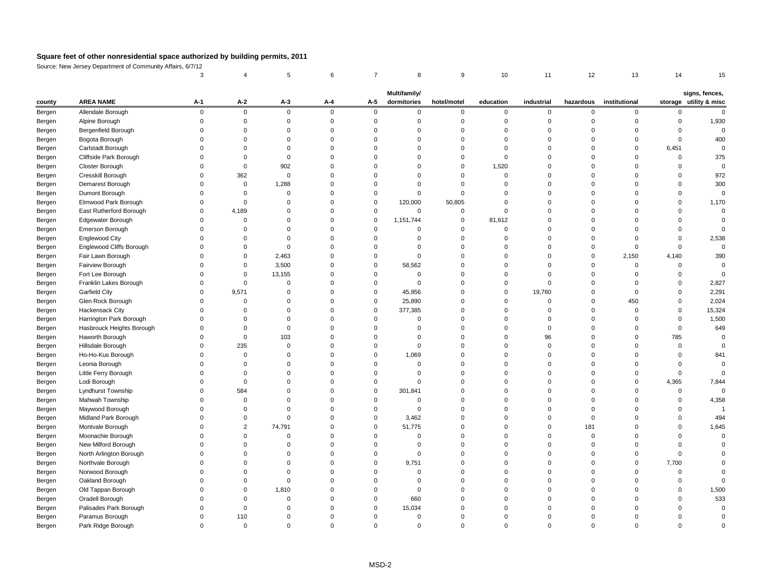# Square feet of other nonresidential space authorized by building permits, 2011

Source: New Jersey Department of Community Affairs, 6/7/12

| | | 3 | 4 | 5 | 6 | 7 | 8 | 9 | 10 | 11 | 12 | 13 | 14 | 15 |
|---|---|---|---|---|---|---|---|---|---|---|---|---|---|---|
| county | AREA NAME | A-1 | A-2 | A-3 | A-4 | A-5 | Multifamily/ dormitories | hotel/motel | education | industrial | hazardous | institutional | storage | signs, fences, utility & misc |
| Bergen | Allendale Borough | 0 | 0 | 0 | 0 | 0 | 0 | 0 | 0 | 0 | 0 | 0 | 0 | 0 |
| Bergen | Alpine Borough | 0 | 0 | 0 | 0 | 0 | 0 | 0 | 0 | 0 | 0 | 0 | 0 | 1,930 |
| Bergen | Bergenfield Borough | 0 | 0 | 0 | 0 | 0 | 0 | 0 | 0 | 0 | 0 | 0 | 0 | 0 |
| Bergen | Bogota Borough | 0 | 0 | 0 | 0 | 0 | 0 | 0 | 0 | 0 | 0 | 0 | 0 | 400 |
| Bergen | Carlstadt Borough | 0 | 0 | 0 | 0 | 0 | 0 | 0 | 0 | 0 | 0 | 0 | 6,451 | 0 |
| Bergen | Cliffside Park Borough | 0 | 0 | 0 | 0 | 0 | 0 | 0 | 0 | 0 | 0 | 0 | 0 | 375 |
| Bergen | Closter Borough | 0 | 0 | 902 | 0 | 0 | 0 | 0 | 1,520 | 0 | 0 | 0 | 0 | 0 |
| Bergen | Cresskill Borough | 0 | 362 | 0 | 0 | 0 | 0 | 0 | 0 | 0 | 0 | 0 | 0 | 972 |
| Bergen | Demarest Borough | 0 | 0 | 1,288 | 0 | 0 | 0 | 0 | 0 | 0 | 0 | 0 | 0 | 300 |
| Bergen | Dumont Borough | 0 | 0 | 0 | 0 | 0 | 0 | 0 | 0 | 0 | 0 | 0 | 0 | 0 |
| Bergen | Elmwood Park Borough | 0 | 0 | 0 | 0 | 0 | 120,000 | 50,805 | 0 | 0 | 0 | 0 | 0 | 1,170 |
| Bergen | East Rutherford Borough | 0 | 4,189 | 0 | 0 | 0 | 0 | 0 | 0 | 0 | 0 | 0 | 0 | 0 |
| Bergen | Edgewater Borough | 0 | 0 | 0 | 0 | 0 | 1,151,744 | 0 | 81,612 | 0 | 0 | 0 | 0 | 0 |
| Bergen | Emerson Borough | 0 | 0 | 0 | 0 | 0 | 0 | 0 | 0 | 0 | 0 | 0 | 0 | 0 |
| Bergen | Englewood City | 0 | 0 | 0 | 0 | 0 | 0 | 0 | 0 | 0 | 0 | 0 | 0 | 2,538 |
| Bergen | Englewood Cliffs Borough | 0 | 0 | 0 | 0 | 0 | 0 | 0 | 0 | 0 | 0 | 0 | 0 | 0 |
| Bergen | Fair Lawn Borough | 0 | 0 | 2,463 | 0 | 0 | 0 | 0 | 0 | 0 | 0 | 2,150 | 4,140 | 390 |
| Bergen | Fairview Borough | 0 | 0 | 3,500 | 0 | 0 | 58,562 | 0 | 0 | 0 | 0 | 0 | 0 | 0 |
| Bergen | Fort Lee Borough | 0 | 0 | 13,155 | 0 | 0 | 0 | 0 | 0 | 0 | 0 | 0 | 0 | 0 |
| Bergen | Franklin Lakes Borough | 0 | 0 | 0 | 0 | 0 | 0 | 0 | 0 | 0 | 0 | 0 | 0 | 2,827 |
| Bergen | Garfield City | 0 | 9,571 | 0 | 0 | 0 | 45,956 | 0 | 0 | 19,760 | 0 | 0 | 0 | 2,291 |
| Bergen | Glen Rock Borough | 0 | 0 | 0 | 0 | 0 | 25,890 | 0 | 0 | 0 | 0 | 450 | 0 | 2,024 |
| Bergen | Hackensack City | 0 | 0 | 0 | 0 | 0 | 377,385 | 0 | 0 | 0 | 0 | 0 | 0 | 15,324 |
| Bergen | Harrington Park Borough | 0 | 0 | 0 | 0 | 0 | 0 | 0 | 0 | 0 | 0 | 0 | 0 | 1,500 |
| Bergen | Hasbrouck Heights Borough | 0 | 0 | 0 | 0 | 0 | 0 | 0 | 0 | 0 | 0 | 0 | 0 | 649 |
| Bergen | Haworth Borough | 0 | 0 | 103 | 0 | 0 | 0 | 0 | 0 | 96 | 0 | 0 | 785 | 0 |
| Bergen | Hillsdale Borough | 0 | 235 | 0 | 0 | 0 | 0 | 0 | 0 | 0 | 0 | 0 | 0 | 0 |
| Bergen | Ho-Ho-Kus Borough | 0 | 0 | 0 | 0 | 0 | 1,069 | 0 | 0 | 0 | 0 | 0 | 0 | 841 |
| Bergen | Leonia Borough | 0 | 0 | 0 | 0 | 0 | 0 | 0 | 0 | 0 | 0 | 0 | 0 | 0 |
| Bergen | Little Ferry Borough | 0 | 0 | 0 | 0 | 0 | 0 | 0 | 0 | 0 | 0 | 0 | 0 | 0 |
| Bergen | Lodi Borough | 0 | 0 | 0 | 0 | 0 | 0 | 0 | 0 | 0 | 0 | 0 | 4,365 | 7,844 |
| Bergen | Lyndhurst Township | 0 | 584 | 0 | 0 | 0 | 301,841 | 0 | 0 | 0 | 0 | 0 | 0 | 0 |
| Bergen | Mahwah Township | 0 | 0 | 0 | 0 | 0 | 0 | 0 | 0 | 0 | 0 | 0 | 0 | 4,358 |
| Bergen | Maywood Borough | 0 | 0 | 0 | 0 | 0 | 0 | 0 | 0 | 0 | 0 | 0 | 0 | 1 |
| Bergen | Midland Park Borough | 0 | 0 | 0 | 0 | 0 | 3,462 | 0 | 0 | 0 | 0 | 0 | 0 | 494 |
| Bergen | Montvale Borough | 0 | 2 | 74,791 | 0 | 0 | 51,775 | 0 | 0 | 0 | 181 | 0 | 0 | 1,645 |
| Bergen | Moonachie Borough | 0 | 0 | 0 | 0 | 0 | 0 | 0 | 0 | 0 | 0 | 0 | 0 | 0 |
| Bergen | New Milford Borough | 0 | 0 | 0 | 0 | 0 | 0 | 0 | 0 | 0 | 0 | 0 | 0 | 0 |
| Bergen | North Arlington Borough | 0 | 0 | 0 | 0 | 0 | 0 | 0 | 0 | 0 | 0 | 0 | 0 | 0 |
| Bergen | Northvale Borough | 0 | 0 | 0 | 0 | 0 | 9,751 | 0 | 0 | 0 | 0 | 0 | 7,700 | 0 |
| Bergen | Norwood Borough | 0 | 0 | 0 | 0 | 0 | 0 | 0 | 0 | 0 | 0 | 0 | 0 | 0 |
| Bergen | Oakland Borough | 0 | 0 | 0 | 0 | 0 | 0 | 0 | 0 | 0 | 0 | 0 | 0 | 0 |
| Bergen | Old Tappan Borough | 0 | 0 | 1,810 | 0 | 0 | 0 | 0 | 0 | 0 | 0 | 0 | 0 | 1,500 |
| Bergen | Oradell Borough | 0 | 0 | 0 | 0 | 0 | 660 | 0 | 0 | 0 | 0 | 0 | 0 | 533 |
| Bergen | Palisades Park Borough | 0 | 0 | 0 | 0 | 0 | 15,034 | 0 | 0 | 0 | 0 | 0 | 0 | 0 |
| Bergen | Paramus Borough | 0 | 110 | 0 | 0 | 0 | 0 | 0 | 0 | 0 | 0 | 0 | 0 | 0 |
| Bergen | Park Ridge Borough | 0 | 0 | 0 | 0 | 0 | 0 | 0 | 0 | 0 | 0 | 0 | 0 | 0 |

MSD-2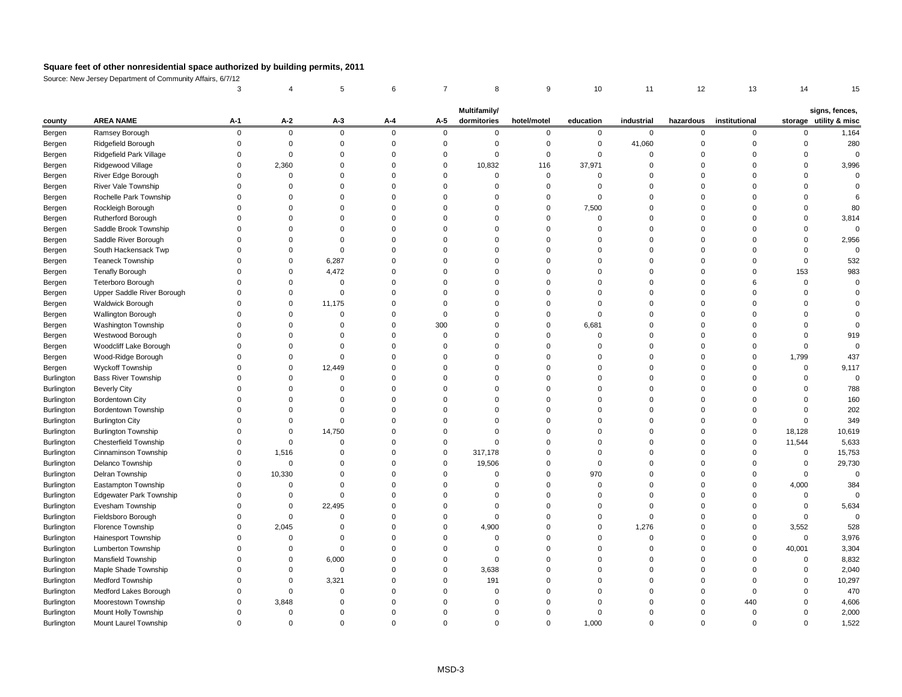# Square feet of other nonresidential space authorized by building permits, 2011

Source: New Jersey Department of Community Affairs, 6/7/12

| | | 3 | 4 | 5 | 6 | 7 | 8 | 9 | 10 | 11 | 12 | 13 | 14 | 15 |
|---|---|---|---|---|---|---|---|---|---|---|---|---|---|---|
| county | AREA NAME | A-1 | A-2 | A-3 | A-4 | A-5 | Multifamily/ dormitories | hotel/motel | education | industrial | hazardous | institutional | storage | signs, fences, utility & misc |
| Bergen | Ramsey Borough | 0 | 0 | 0 | 0 | 0 | 0 | 0 | 0 | 0 | 0 | 0 | 0 | 1,164 |
| Bergen | Ridgefield Borough | 0 | 0 | 0 | 0 | 0 | 0 | 0 | 0 | 41,060 | 0 | 0 | 0 | 280 |
| Bergen | Ridgefield Park Village | 0 | 0 | 0 | 0 | 0 | 0 | 0 | 0 | 0 | 0 | 0 | 0 | 0 |
| Bergen | Ridgewood Village | 0 | 2,360 | 0 | 0 | 0 | 10,832 | 116 | 37,971 | 0 | 0 | 0 | 0 | 3,996 |
| Bergen | River Edge Borough | 0 | 0 | 0 | 0 | 0 | 0 | 0 | 0 | 0 | 0 | 0 | 0 | 0 |
| Bergen | River Vale Township | 0 | 0 | 0 | 0 | 0 | 0 | 0 | 0 | 0 | 0 | 0 | 0 | 0 |
| Bergen | Rochelle Park Township | 0 | 0 | 0 | 0 | 0 | 0 | 0 | 0 | 0 | 0 | 0 | 0 | 6 |
| Bergen | Rockleigh Borough | 0 | 0 | 0 | 0 | 0 | 0 | 0 | 7,500 | 0 | 0 | 0 | 0 | 80 |
| Bergen | Rutherford Borough | 0 | 0 | 0 | 0 | 0 | 0 | 0 | 0 | 0 | 0 | 0 | 0 | 3,814 |
| Bergen | Saddle Brook Township | 0 | 0 | 0 | 0 | 0 | 0 | 0 | 0 | 0 | 0 | 0 | 0 | 0 |
| Bergen | Saddle River Borough | 0 | 0 | 0 | 0 | 0 | 0 | 0 | 0 | 0 | 0 | 0 | 0 | 2,956 |
| Bergen | South Hackensack Twp | 0 | 0 | 0 | 0 | 0 | 0 | 0 | 0 | 0 | 0 | 0 | 0 | 0 |
| Bergen | Teaneck Township | 0 | 0 | 6,287 | 0 | 0 | 0 | 0 | 0 | 0 | 0 | 0 | 0 | 532 |
| Bergen | Tenafly Borough | 0 | 0 | 4,472 | 0 | 0 | 0 | 0 | 0 | 0 | 0 | 0 | 153 | 983 |
| Bergen | Teterboro Borough | 0 | 0 | 0 | 0 | 0 | 0 | 0 | 0 | 0 | 0 | 6 | 0 | 0 |
| Bergen | Upper Saddle River Borough | 0 | 0 | 0 | 0 | 0 | 0 | 0 | 0 | 0 | 0 | 0 | 0 | 0 |
| Bergen | Waldwick Borough | 0 | 0 | 11,175 | 0 | 0 | 0 | 0 | 0 | 0 | 0 | 0 | 0 | 0 |
| Bergen | Wallington Borough | 0 | 0 | 0 | 0 | 0 | 0 | 0 | 0 | 0 | 0 | 0 | 0 | 0 |
| Bergen | Washington Township | 0 | 0 | 0 | 0 | 300 | 0 | 0 | 6,681 | 0 | 0 | 0 | 0 | 0 |
| Bergen | Westwood Borough | 0 | 0 | 0 | 0 | 0 | 0 | 0 | 0 | 0 | 0 | 0 | 0 | 919 |
| Bergen | Woodcliff Lake Borough | 0 | 0 | 0 | 0 | 0 | 0 | 0 | 0 | 0 | 0 | 0 | 0 | 0 |
| Bergen | Wood-Ridge Borough | 0 | 0 | 0 | 0 | 0 | 0 | 0 | 0 | 0 | 0 | 0 | 1,799 | 437 |
| Bergen | Wyckoff Township | 0 | 0 | 12,449 | 0 | 0 | 0 | 0 | 0 | 0 | 0 | 0 | 0 | 9,117 |
| Burlington | Bass River Township | 0 | 0 | 0 | 0 | 0 | 0 | 0 | 0 | 0 | 0 | 0 | 0 | 0 |
| Burlington | Beverly City | 0 | 0 | 0 | 0 | 0 | 0 | 0 | 0 | 0 | 0 | 0 | 0 | 788 |
| Burlington | Bordentown City | 0 | 0 | 0 | 0 | 0 | 0 | 0 | 0 | 0 | 0 | 0 | 0 | 160 |
| Burlington | Bordentown Township | 0 | 0 | 0 | 0 | 0 | 0 | 0 | 0 | 0 | 0 | 0 | 0 | 202 |
| Burlington | Burlington City | 0 | 0 | 0 | 0 | 0 | 0 | 0 | 0 | 0 | 0 | 0 | 0 | 349 |
| Burlington | Burlington Township | 0 | 0 | 14,750 | 0 | 0 | 0 | 0 | 0 | 0 | 0 | 0 | 18,128 | 10,619 |
| Burlington | Chesterfield Township | 0 | 0 | 0 | 0 | 0 | 0 | 0 | 0 | 0 | 0 | 0 | 11,544 | 5,633 |
| Burlington | Cinnaminson Township | 0 | 1,516 | 0 | 0 | 0 | 317,178 | 0 | 0 | 0 | 0 | 0 | 0 | 15,753 |
| Burlington | Delanco Township | 0 | 0 | 0 | 0 | 0 | 19,506 | 0 | 0 | 0 | 0 | 0 | 0 | 29,730 |
| Burlington | Delran Township | 0 | 10,330 | 0 | 0 | 0 | 0 | 0 | 970 | 0 | 0 | 0 | 0 | 0 |
| Burlington | Eastampton Township | 0 | 0 | 0 | 0 | 0 | 0 | 0 | 0 | 0 | 0 | 0 | 4,000 | 384 |
| Burlington | Edgewater Park Township | 0 | 0 | 0 | 0 | 0 | 0 | 0 | 0 | 0 | 0 | 0 | 0 | 0 |
| Burlington | Evesham Township | 0 | 0 | 22,495 | 0 | 0 | 0 | 0 | 0 | 0 | 0 | 0 | 0 | 5,634 |
| Burlington | Fieldsboro Borough | 0 | 0 | 0 | 0 | 0 | 0 | 0 | 0 | 0 | 0 | 0 | 0 | 0 |
| Burlington | Florence Township | 0 | 2,045 | 0 | 0 | 0 | 4,900 | 0 | 0 | 1,276 | 0 | 0 | 3,552 | 528 |
| Burlington | Hainesport Township | 0 | 0 | 0 | 0 | 0 | 0 | 0 | 0 | 0 | 0 | 0 | 0 | 3,976 |
| Burlington | Lumberton Township | 0 | 0 | 0 | 0 | 0 | 0 | 0 | 0 | 0 | 0 | 0 | 40,001 | 3,304 |
| Burlington | Mansfield Township | 0 | 0 | 6,000 | 0 | 0 | 0 | 0 | 0 | 0 | 0 | 0 | 0 | 8,832 |
| Burlington | Maple Shade Township | 0 | 0 | 0 | 0 | 0 | 3,638 | 0 | 0 | 0 | 0 | 0 | 0 | 2,040 |
| Burlington | Medford Township | 0 | 0 | 3,321 | 0 | 0 | 191 | 0 | 0 | 0 | 0 | 0 | 0 | 10,297 |
| Burlington | Medford Lakes Borough | 0 | 0 | 0 | 0 | 0 | 0 | 0 | 0 | 0 | 0 | 0 | 0 | 470 |
| Burlington | Moorestown Township | 0 | 3,848 | 0 | 0 | 0 | 0 | 0 | 0 | 0 | 0 | 440 | 0 | 4,606 |
| Burlington | Mount Holly Township | 0 | 0 | 0 | 0 | 0 | 0 | 0 | 0 | 0 | 0 | 0 | 0 | 2,000 |
| Burlington | Mount Laurel Township | 0 | 0 | 0 | 0 | 0 | 0 | 0 | 1,000 | 0 | 0 | 0 | 0 | 1,522 |

MSD-3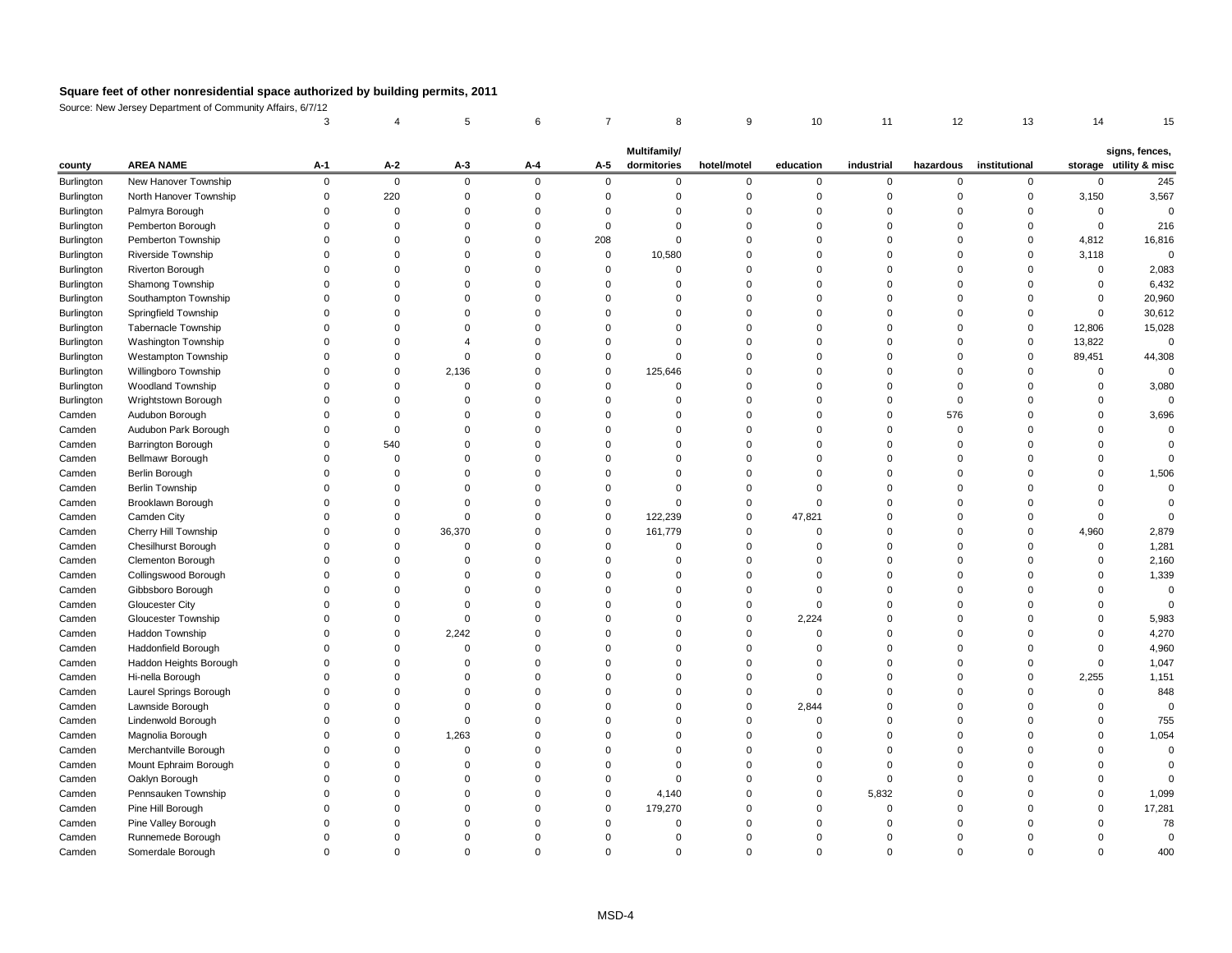# Square feet of other nonresidential space authorized by building permits, 2011

Source: New Jersey Department of Community Affairs, 6/7/12

| | | 3 | 4 | 5 | 6 | 7 | 8 | 9 | 10 | 11 | 12 | 13 | 14 | 15 |
|---|---|---|---|---|---|---|---|---|---|---|---|---|---|---|
| county | AREA NAME | A-1 | A-2 | A-3 | A-4 | A-5 | Multifamily/ dormitories | hotel/motel | education | industrial | hazardous | institutional | storage | signs, fences, utility & misc |
| Burlington | New Hanover Township | 0 | 0 | 0 | 0 | 0 | 0 | 0 | 0 | 0 | 0 | 0 | 0 | 245 |
| Burlington | North Hanover Township | 0 | 220 | 0 | 0 | 0 | 0 | 0 | 0 | 0 | 0 | 0 | 3,150 | 3,567 |
| Burlington | Palmyra Borough | 0 | 0 | 0 | 0 | 0 | 0 | 0 | 0 | 0 | 0 | 0 | 0 | 0 |
| Burlington | Pemberton Borough | 0 | 0 | 0 | 0 | 0 | 0 | 0 | 0 | 0 | 0 | 0 | 0 | 216 |
| Burlington | Pemberton Township | 0 | 0 | 0 | 0 | 208 | 0 | 0 | 0 | 0 | 0 | 0 | 4,812 | 16,816 |
| Burlington | Riverside Township | 0 | 0 | 0 | 0 | 0 | 10,580 | 0 | 0 | 0 | 0 | 0 | 3,118 | 0 |
| Burlington | Riverton Borough | 0 | 0 | 0 | 0 | 0 | 0 | 0 | 0 | 0 | 0 | 0 | 0 | 2,083 |
| Burlington | Shamong Township | 0 | 0 | 0 | 0 | 0 | 0 | 0 | 0 | 0 | 0 | 0 | 0 | 6,432 |
| Burlington | Southampton Township | 0 | 0 | 0 | 0 | 0 | 0 | 0 | 0 | 0 | 0 | 0 | 0 | 20,960 |
| Burlington | Springfield Township | 0 | 0 | 0 | 0 | 0 | 0 | 0 | 0 | 0 | 0 | 0 | 0 | 30,612 |
| Burlington | Tabernacle Township | 0 | 0 | 0 | 0 | 0 | 0 | 0 | 0 | 0 | 0 | 0 | 12,806 | 15,028 |
| Burlington | Washington Township | 0 | 0 | 4 | 0 | 0 | 0 | 0 | 0 | 0 | 0 | 0 | 13,822 | 0 |
| Burlington | Westampton Township | 0 | 0 | 0 | 0 | 0 | 0 | 0 | 0 | 0 | 0 | 0 | 89,451 | 44,308 |
| Burlington | Willingboro Township | 0 | 0 | 2,136 | 0 | 0 | 125,646 | 0 | 0 | 0 | 0 | 0 | 0 | 0 |
| Burlington | Woodland Township | 0 | 0 | 0 | 0 | 0 | 0 | 0 | 0 | 0 | 0 | 0 | 0 | 3,080 |
| Burlington | Wrightstown Borough | 0 | 0 | 0 | 0 | 0 | 0 | 0 | 0 | 0 | 0 | 0 | 0 | 0 |
| Camden | Audubon Borough | 0 | 0 | 0 | 0 | 0 | 0 | 0 | 0 | 0 | 576 | 0 | 0 | 3,696 |
| Camden | Audubon Park Borough | 0 | 0 | 0 | 0 | 0 | 0 | 0 | 0 | 0 | 0 | 0 | 0 | 0 |
| Camden | Barrington Borough | 0 | 540 | 0 | 0 | 0 | 0 | 0 | 0 | 0 | 0 | 0 | 0 | 0 |
| Camden | Bellmawr Borough | 0 | 0 | 0 | 0 | 0 | 0 | 0 | 0 | 0 | 0 | 0 | 0 | 0 |
| Camden | Berlin Borough | 0 | 0 | 0 | 0 | 0 | 0 | 0 | 0 | 0 | 0 | 0 | 0 | 1,506 |
| Camden | Berlin Township | 0 | 0 | 0 | 0 | 0 | 0 | 0 | 0 | 0 | 0 | 0 | 0 | 0 |
| Camden | Brooklawn Borough | 0 | 0 | 0 | 0 | 0 | 0 | 0 | 0 | 0 | 0 | 0 | 0 | 0 |
| Camden | Camden City | 0 | 0 | 0 | 0 | 0 | 122,239 | 0 | 47,821 | 0 | 0 | 0 | 0 | 0 |
| Camden | Cherry Hill Township | 0 | 0 | 36,370 | 0 | 0 | 161,779 | 0 | 0 | 0 | 0 | 0 | 4,960 | 2,879 |
| Camden | Chesilhurst Borough | 0 | 0 | 0 | 0 | 0 | 0 | 0 | 0 | 0 | 0 | 0 | 0 | 1,281 |
| Camden | Clementon Borough | 0 | 0 | 0 | 0 | 0 | 0 | 0 | 0 | 0 | 0 | 0 | 0 | 2,160 |
| Camden | Collingswood Borough | 0 | 0 | 0 | 0 | 0 | 0 | 0 | 0 | 0 | 0 | 0 | 0 | 1,339 |
| Camden | Gibbsboro Borough | 0 | 0 | 0 | 0 | 0 | 0 | 0 | 0 | 0 | 0 | 0 | 0 | 0 |
| Camden | Gloucester City | 0 | 0 | 0 | 0 | 0 | 0 | 0 | 0 | 0 | 0 | 0 | 0 | 0 |
| Camden | Gloucester Township | 0 | 0 | 0 | 0 | 0 | 0 | 0 | 2,224 | 0 | 0 | 0 | 0 | 5,983 |
| Camden | Haddon Township | 0 | 0 | 2,242 | 0 | 0 | 0 | 0 | 0 | 0 | 0 | 0 | 0 | 4,270 |
| Camden | Haddonfield Borough | 0 | 0 | 0 | 0 | 0 | 0 | 0 | 0 | 0 | 0 | 0 | 0 | 4,960 |
| Camden | Haddon Heights Borough | 0 | 0 | 0 | 0 | 0 | 0 | 0 | 0 | 0 | 0 | 0 | 0 | 1,047 |
| Camden | Hi-nella Borough | 0 | 0 | 0 | 0 | 0 | 0 | 0 | 0 | 0 | 0 | 0 | 2,255 | 1,151 |
| Camden | Laurel Springs Borough | 0 | 0 | 0 | 0 | 0 | 0 | 0 | 0 | 0 | 0 | 0 | 0 | 848 |
| Camden | Lawnside Borough | 0 | 0 | 0 | 0 | 0 | 0 | 0 | 2,844 | 0 | 0 | 0 | 0 | 0 |
| Camden | Lindenwold Borough | 0 | 0 | 0 | 0 | 0 | 0 | 0 | 0 | 0 | 0 | 0 | 0 | 755 |
| Camden | Magnolia Borough | 0 | 0 | 1,263 | 0 | 0 | 0 | 0 | 0 | 0 | 0 | 0 | 0 | 1,054 |
| Camden | Merchantville Borough | 0 | 0 | 0 | 0 | 0 | 0 | 0 | 0 | 0 | 0 | 0 | 0 | 0 |
| Camden | Mount Ephraim Borough | 0 | 0 | 0 | 0 | 0 | 0 | 0 | 0 | 0 | 0 | 0 | 0 | 0 |
| Camden | Oaklyn Borough | 0 | 0 | 0 | 0 | 0 | 0 | 0 | 0 | 0 | 0 | 0 | 0 | 0 |
| Camden | Pennsauken Township | 0 | 0 | 0 | 0 | 0 | 4,140 | 0 | 0 | 5,832 | 0 | 0 | 0 | 1,099 |
| Camden | Pine Hill Borough | 0 | 0 | 0 | 0 | 0 | 179,270 | 0 | 0 | 0 | 0 | 0 | 0 | 17,281 |
| Camden | Pine Valley Borough | 0 | 0 | 0 | 0 | 0 | 0 | 0 | 0 | 0 | 0 | 0 | 0 | 78 |
| Camden | Runnemede Borough | 0 | 0 | 0 | 0 | 0 | 0 | 0 | 0 | 0 | 0 | 0 | 0 | 0 |
| Camden | Somerdale Borough | 0 | 0 | 0 | 0 | 0 | 0 | 0 | 0 | 0 | 0 | 0 | 0 | 400 |

MSD-4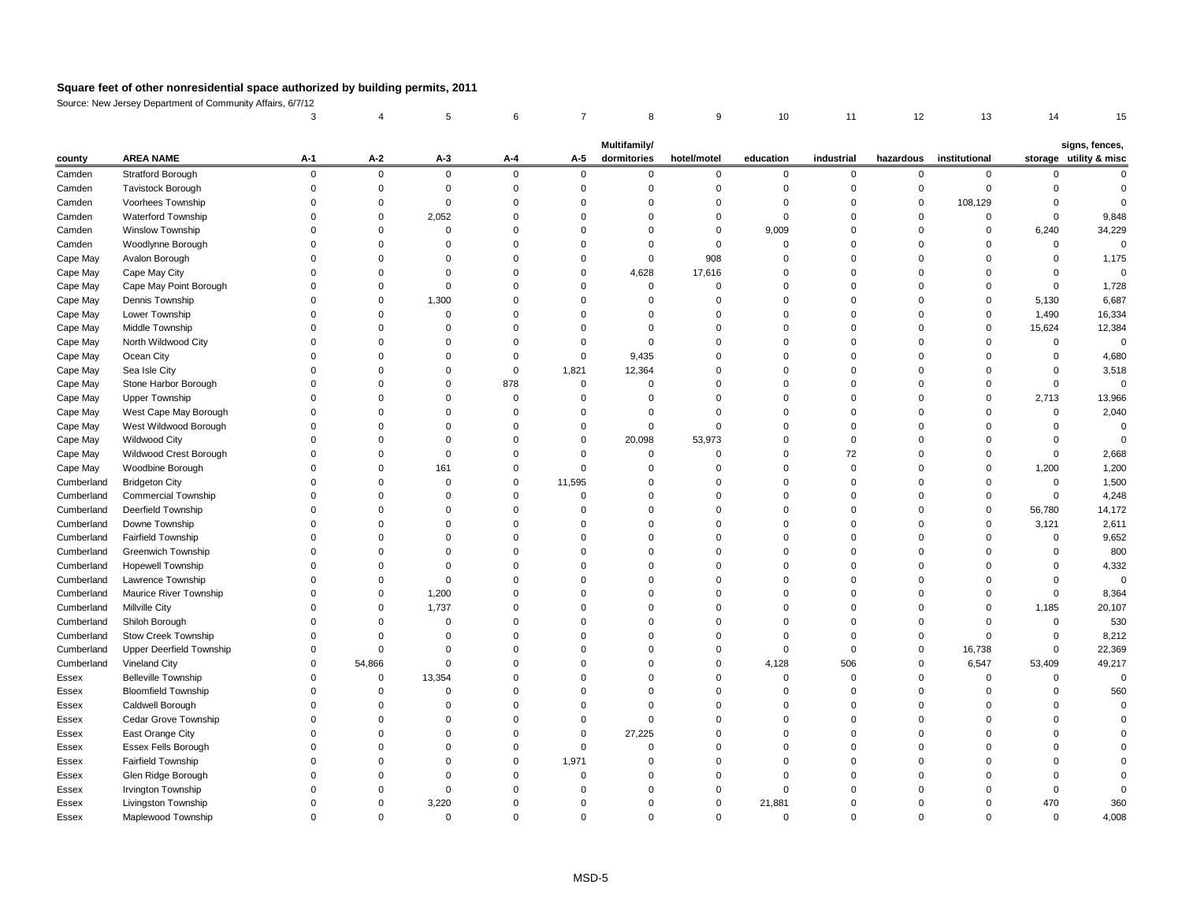## Square feet of other nonresidential space authorized by building permits, 2011

Source: New Jersey Department of Community Affairs, 6/7/12

| | | 3 | 4 | 5 | 6 | 7 | 8 | 9 | 10 | 11 | 12 | 13 | 14 | 15 |
|---|---|---|---|---|---|---|---|---|---|---|---|---|---|---|
| county | AREA NAME | A-1 | A-2 | A-3 | A-4 | A-5 | Multifamily/ dormitories | hotel/motel | education | industrial | hazardous | institutional | storage | signs, fences, utility & misc |
| Camden | Stratford Borough | 0 | 0 | 0 | 0 | 0 | 0 | 0 | 0 | 0 | 0 | 0 | 0 | 0 |
| Camden | Tavistock Borough | 0 | 0 | 0 | 0 | 0 | 0 | 0 | 0 | 0 | 0 | 0 | 0 | 0 |
| Camden | Voorhees Township | 0 | 0 | 0 | 0 | 0 | 0 | 0 | 0 | 0 | 0 | 108,129 | 0 | 0 |
| Camden | Waterford Township | 0 | 0 | 2,052 | 0 | 0 | 0 | 0 | 0 | 0 | 0 | 0 | 0 | 9,848 |
| Camden | Winslow Township | 0 | 0 | 0 | 0 | 0 | 0 | 0 | 9,009 | 0 | 0 | 0 | 6,240 | 34,229 |
| Camden | Woodlynne Borough | 0 | 0 | 0 | 0 | 0 | 0 | 0 | 0 | 0 | 0 | 0 | 0 | 0 |
| Cape May | Avalon Borough | 0 | 0 | 0 | 0 | 0 | 0 | 908 | 0 | 0 | 0 | 0 | 0 | 1,175 |
| Cape May | Cape May City | 0 | 0 | 0 | 0 | 0 | 4,628 | 17,616 | 0 | 0 | 0 | 0 | 0 | 0 |
| Cape May | Cape May Point Borough | 0 | 0 | 0 | 0 | 0 | 0 | 0 | 0 | 0 | 0 | 0 | 0 | 1,728 |
| Cape May | Dennis Township | 0 | 0 | 1,300 | 0 | 0 | 0 | 0 | 0 | 0 | 0 | 0 | 5,130 | 6,687 |
| Cape May | Lower Township | 0 | 0 | 0 | 0 | 0 | 0 | 0 | 0 | 0 | 0 | 0 | 1,490 | 16,334 |
| Cape May | Middle Township | 0 | 0 | 0 | 0 | 0 | 0 | 0 | 0 | 0 | 0 | 0 | 15,624 | 12,384 |
| Cape May | North Wildwood City | 0 | 0 | 0 | 0 | 0 | 0 | 0 | 0 | 0 | 0 | 0 | 0 | 0 |
| Cape May | Ocean City | 0 | 0 | 0 | 0 | 0 | 9,435 | 0 | 0 | 0 | 0 | 0 | 0 | 4,680 |
| Cape May | Sea Isle City | 0 | 0 | 0 | 0 | 1,821 | 12,364 | 0 | 0 | 0 | 0 | 0 | 0 | 3,518 |
| Cape May | Stone Harbor Borough | 0 | 0 | 0 | 878 | 0 | 0 | 0 | 0 | 0 | 0 | 0 | 0 | 0 |
| Cape May | Upper Township | 0 | 0 | 0 | 0 | 0 | 0 | 0 | 0 | 0 | 0 | 0 | 2,713 | 13,966 |
| Cape May | West Cape May Borough | 0 | 0 | 0 | 0 | 0 | 0 | 0 | 0 | 0 | 0 | 0 | 0 | 2,040 |
| Cape May | West Wildwood Borough | 0 | 0 | 0 | 0 | 0 | 0 | 0 | 0 | 0 | 0 | 0 | 0 | 0 |
| Cape May | Wildwood City | 0 | 0 | 0 | 0 | 0 | 20,098 | 53,973 | 0 | 0 | 0 | 0 | 0 | 0 |
| Cape May | Wildwood Crest Borough | 0 | 0 | 0 | 0 | 0 | 0 | 0 | 0 | 72 | 0 | 0 | 0 | 2,668 |
| Cape May | Woodbine Borough | 0 | 0 | 161 | 0 | 0 | 0 | 0 | 0 | 0 | 0 | 0 | 1,200 | 1,200 |
| Cumberland | Bridgeton City | 0 | 0 | 0 | 0 | 11,595 | 0 | 0 | 0 | 0 | 0 | 0 | 0 | 1,500 |
| Cumberland | Commercial Township | 0 | 0 | 0 | 0 | 0 | 0 | 0 | 0 | 0 | 0 | 0 | 0 | 4,248 |
| Cumberland | Deerfield Township | 0 | 0 | 0 | 0 | 0 | 0 | 0 | 0 | 0 | 0 | 0 | 56,780 | 14,172 |
| Cumberland | Downe Township | 0 | 0 | 0 | 0 | 0 | 0 | 0 | 0 | 0 | 0 | 0 | 3,121 | 2,611 |
| Cumberland | Fairfield Township | 0 | 0 | 0 | 0 | 0 | 0 | 0 | 0 | 0 | 0 | 0 | 0 | 9,652 |
| Cumberland | Greenwich Township | 0 | 0 | 0 | 0 | 0 | 0 | 0 | 0 | 0 | 0 | 0 | 0 | 800 |
| Cumberland | Hopewell Township | 0 | 0 | 0 | 0 | 0 | 0 | 0 | 0 | 0 | 0 | 0 | 0 | 4,332 |
| Cumberland | Lawrence Township | 0 | 0 | 0 | 0 | 0 | 0 | 0 | 0 | 0 | 0 | 0 | 0 | 0 |
| Cumberland | Maurice River Township | 0 | 0 | 1,200 | 0 | 0 | 0 | 0 | 0 | 0 | 0 | 0 | 0 | 8,364 |
| Cumberland | Millville City | 0 | 0 | 1,737 | 0 | 0 | 0 | 0 | 0 | 0 | 0 | 0 | 1,185 | 20,107 |
| Cumberland | Shiloh Borough | 0 | 0 | 0 | 0 | 0 | 0 | 0 | 0 | 0 | 0 | 0 | 0 | 530 |
| Cumberland | Stow Creek Township | 0 | 0 | 0 | 0 | 0 | 0 | 0 | 0 | 0 | 0 | 0 | 0 | 8,212 |
| Cumberland | Upper Deerfield Township | 0 | 0 | 0 | 0 | 0 | 0 | 0 | 0 | 0 | 0 | 16,738 | 0 | 22,369 |
| Cumberland | Vineland City | 0 | 54,866 | 0 | 0 | 0 | 0 | 0 | 4,128 | 506 | 0 | 6,547 | 53,409 | 49,217 |
| Essex | Belleville Township | 0 | 0 | 13,354 | 0 | 0 | 0 | 0 | 0 | 0 | 0 | 0 | 0 | 0 |
| Essex | Bloomfield Township | 0 | 0 | 0 | 0 | 0 | 0 | 0 | 0 | 0 | 0 | 0 | 0 | 560 |
| Essex | Caldwell Borough | 0 | 0 | 0 | 0 | 0 | 0 | 0 | 0 | 0 | 0 | 0 | 0 | 0 |
| Essex | Cedar Grove Township | 0 | 0 | 0 | 0 | 0 | 0 | 0 | 0 | 0 | 0 | 0 | 0 | 0 |
| Essex | East Orange City | 0 | 0 | 0 | 0 | 0 | 27,225 | 0 | 0 | 0 | 0 | 0 | 0 | 0 |
| Essex | Essex Fells Borough | 0 | 0 | 0 | 0 | 0 | 0 | 0 | 0 | 0 | 0 | 0 | 0 | 0 |
| Essex | Fairfield Township | 0 | 0 | 0 | 0 | 1,971 | 0 | 0 | 0 | 0 | 0 | 0 | 0 | 0 |
| Essex | Glen Ridge Borough | 0 | 0 | 0 | 0 | 0 | 0 | 0 | 0 | 0 | 0 | 0 | 0 | 0 |
| Essex | Irvington Township | 0 | 0 | 0 | 0 | 0 | 0 | 0 | 0 | 0 | 0 | 0 | 0 | 0 |
| Essex | Livingston Township | 0 | 0 | 3,220 | 0 | 0 | 0 | 0 | 21,881 | 0 | 0 | 0 | 470 | 360 |
| Essex | Maplewood Township | 0 | 0 | 0 | 0 | 0 | 0 | 0 | 0 | 0 | 0 | 0 | 0 | 4,008 |

MSD-5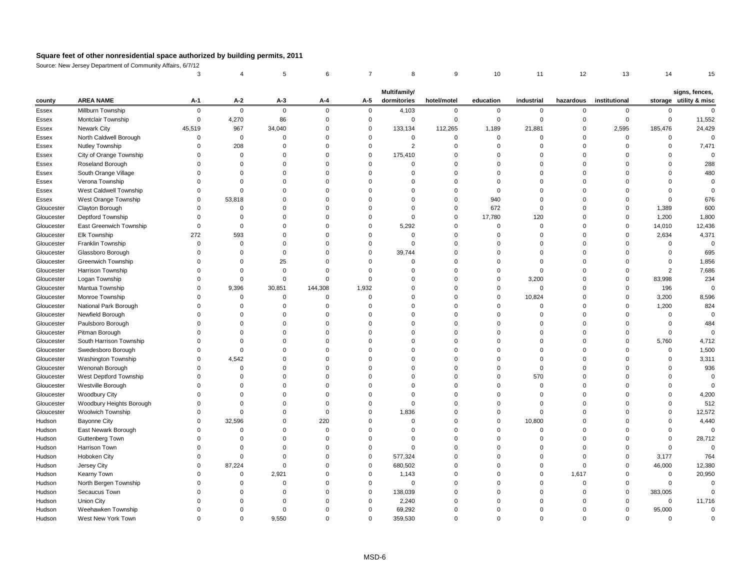# Square feet of other nonresidential space authorized by building permits, 2011

Source: New Jersey Department of Community Affairs, 6/7/12

| | | 3 | 4 | 5 | 6 | 7 | 8 | 9 | 10 | 11 | 12 | 13 | 14 | 15 |
|---|---|---|---|---|---|---|---|---|---|---|---|---|---|---|
| county | AREA NAME | A-1 | A-2 | A-3 | A-4 | A-5 | Multifamily/ dormitories | hotel/motel | education | industrial | hazardous | institutional | storage | signs, fences, utility & misc |
| Essex | Millburn Township | 0 | 0 | 0 | 0 | 0 | 4,103 | 0 | 0 | 0 | 0 | 0 | 0 | 0 |
| Essex | Montclair Township | 0 | 4,270 | 86 | 0 | 0 | 0 | 0 | 0 | 0 | 0 | 0 | 0 | 11,552 |
| Essex | Newark City | 45,519 | 967 | 34,040 | 0 | 0 | 133,134 | 112,265 | 1,189 | 21,881 | 0 | 2,595 | 185,476 | 24,429 |
| Essex | North Caldwell Borough | 0 | 0 | 0 | 0 | 0 | 0 | 0 | 0 | 0 | 0 | 0 | 0 | 0 |
| Essex | Nutley Township | 0 | 208 | 0 | 0 | 0 | 2 | 0 | 0 | 0 | 0 | 0 | 0 | 7,471 |
| Essex | City of Orange Township | 0 | 0 | 0 | 0 | 0 | 175,410 | 0 | 0 | 0 | 0 | 0 | 0 | 0 |
| Essex | Roseland Borough | 0 | 0 | 0 | 0 | 0 | 0 | 0 | 0 | 0 | 0 | 0 | 0 | 288 |
| Essex | South Orange Village | 0 | 0 | 0 | 0 | 0 | 0 | 0 | 0 | 0 | 0 | 0 | 0 | 480 |
| Essex | Verona Township | 0 | 0 | 0 | 0 | 0 | 0 | 0 | 0 | 0 | 0 | 0 | 0 | 0 |
| Essex | West Caldwell Township | 0 | 0 | 0 | 0 | 0 | 0 | 0 | 0 | 0 | 0 | 0 | 0 | 0 |
| Essex | West Orange Township | 0 | 53,818 | 0 | 0 | 0 | 0 | 0 | 940 | 0 | 0 | 0 | 0 | 676 |
| Gloucester | Clayton Borough | 0 | 0 | 0 | 0 | 0 | 0 | 0 | 672 | 0 | 0 | 0 | 1,389 | 600 |
| Gloucester | Deptford Township | 0 | 0 | 0 | 0 | 0 | 0 | 0 | 17,780 | 120 | 0 | 0 | 1,200 | 1,800 |
| Gloucester | East Greenwich Township | 0 | 0 | 0 | 0 | 0 | 5,292 | 0 | 0 | 0 | 0 | 0 | 14,010 | 12,436 |
| Gloucester | Elk Township | 272 | 593 | 0 | 0 | 0 | 0 | 0 | 0 | 0 | 0 | 0 | 2,634 | 4,371 |
| Gloucester | Franklin Township | 0 | 0 | 0 | 0 | 0 | 0 | 0 | 0 | 0 | 0 | 0 | 0 | 0 |
| Gloucester | Glassboro Borough | 0 | 0 | 0 | 0 | 0 | 39,744 | 0 | 0 | 0 | 0 | 0 | 0 | 695 |
| Gloucester | Greenwich Township | 0 | 0 | 25 | 0 | 0 | 0 | 0 | 0 | 0 | 0 | 0 | 0 | 1,856 |
| Gloucester | Harrison Township | 0 | 0 | 0 | 0 | 0 | 0 | 0 | 0 | 0 | 0 | 0 | 2 | 7,686 |
| Gloucester | Logan Township | 0 | 0 | 0 | 0 | 0 | 0 | 0 | 0 | 3,200 | 0 | 0 | 83,998 | 234 |
| Gloucester | Mantua Township | 0 | 9,396 | 30,851 | 144,308 | 1,932 | 0 | 0 | 0 | 0 | 0 | 0 | 196 | 0 |
| Gloucester | Monroe Township | 0 | 0 | 0 | 0 | 0 | 0 | 0 | 0 | 10,824 | 0 | 0 | 3,200 | 8,596 |
| Gloucester | National Park Borough | 0 | 0 | 0 | 0 | 0 | 0 | 0 | 0 | 0 | 0 | 0 | 1,200 | 824 |
| Gloucester | Newfield Borough | 0 | 0 | 0 | 0 | 0 | 0 | 0 | 0 | 0 | 0 | 0 | 0 | 0 |
| Gloucester | Paulsboro Borough | 0 | 0 | 0 | 0 | 0 | 0 | 0 | 0 | 0 | 0 | 0 | 0 | 484 |
| Gloucester | Pitman Borough | 0 | 0 | 0 | 0 | 0 | 0 | 0 | 0 | 0 | 0 | 0 | 0 | 0 |
| Gloucester | South Harrison Township | 0 | 0 | 0 | 0 | 0 | 0 | 0 | 0 | 0 | 0 | 0 | 5,760 | 4,712 |
| Gloucester | Swedesboro Borough | 0 | 0 | 0 | 0 | 0 | 0 | 0 | 0 | 0 | 0 | 0 | 0 | 1,500 |
| Gloucester | Washington Township | 0 | 4,542 | 0 | 0 | 0 | 0 | 0 | 0 | 0 | 0 | 0 | 0 | 3,311 |
| Gloucester | Wenonah Borough | 0 | 0 | 0 | 0 | 0 | 0 | 0 | 0 | 0 | 0 | 0 | 0 | 936 |
| Gloucester | West Deptford Township | 0 | 0 | 0 | 0 | 0 | 0 | 0 | 0 | 570 | 0 | 0 | 0 | 0 |
| Gloucester | Westville Borough | 0 | 0 | 0 | 0 | 0 | 0 | 0 | 0 | 0 | 0 | 0 | 0 | 0 |
| Gloucester | Woodbury City | 0 | 0 | 0 | 0 | 0 | 0 | 0 | 0 | 0 | 0 | 0 | 0 | 4,200 |
| Gloucester | Woodbury Heights Borough | 0 | 0 | 0 | 0 | 0 | 0 | 0 | 0 | 0 | 0 | 0 | 0 | 512 |
| Gloucester | Woolwich Township | 0 | 0 | 0 | 0 | 0 | 1,836 | 0 | 0 | 0 | 0 | 0 | 0 | 12,572 |
| Hudson | Bayonne City | 0 | 32,596 | 0 | 220 | 0 | 0 | 0 | 0 | 10,800 | 0 | 0 | 0 | 4,440 |
| Hudson | East Newark Borough | 0 | 0 | 0 | 0 | 0 | 0 | 0 | 0 | 0 | 0 | 0 | 0 | 0 |
| Hudson | Guttenberg Town | 0 | 0 | 0 | 0 | 0 | 0 | 0 | 0 | 0 | 0 | 0 | 0 | 28,712 |
| Hudson | Harrison Town | 0 | 0 | 0 | 0 | 0 | 0 | 0 | 0 | 0 | 0 | 0 | 0 | 0 |
| Hudson | Hoboken City | 0 | 0 | 0 | 0 | 0 | 577,324 | 0 | 0 | 0 | 0 | 0 | 3,177 | 764 |
| Hudson | Jersey City | 0 | 87,224 | 0 | 0 | 0 | 680,502 | 0 | 0 | 0 | 0 | 0 | 46,000 | 12,380 |
| Hudson | Kearny Town | 0 | 0 | 2,921 | 0 | 0 | 1,143 | 0 | 0 | 0 | 1,617 | 0 | 0 | 20,950 |
| Hudson | North Bergen Township | 0 | 0 | 0 | 0 | 0 | 0 | 0 | 0 | 0 | 0 | 0 | 0 | 0 |
| Hudson | Secaucus Town | 0 | 0 | 0 | 0 | 0 | 138,039 | 0 | 0 | 0 | 0 | 0 | 383,005 | 0 |
| Hudson | Union City | 0 | 0 | 0 | 0 | 0 | 2,240 | 0 | 0 | 0 | 0 | 0 | 0 | 11,716 |
| Hudson | Weehawken Township | 0 | 0 | 0 | 0 | 0 | 69,292 | 0 | 0 | 0 | 0 | 0 | 95,000 | 0 |
| Hudson | West New York Town | 0 | 0 | 9,550 | 0 | 0 | 359,530 | 0 | 0 | 0 | 0 | 0 | 0 | 0 |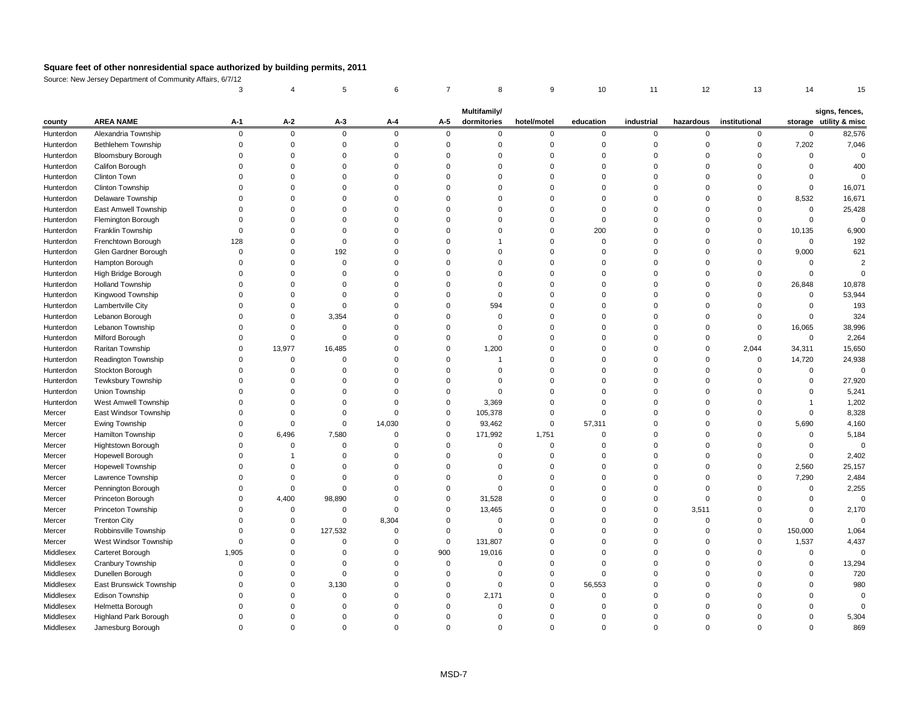**Square feet of other nonresidential space authorized by building permits, 2011**

Source: New Jersey Department of Community Affairs, 6/7/12

| | | 3 | 4 | 5 | 6 | 7 | 8 | 9 | 10 | 11 | 12 | 13 | 14 | 15 |
|---|---|---|---|---|---|---|---|---|---|---|---|---|---|---|
| county | AREA NAME | A-1 | A-2 | A-3 | A-4 | A-5 | Multifamily/ dormitories | hotel/motel | education | industrial | hazardous | institutional | storage | signs, fences, utility & misc |
| Hunterdon | Alexandria Township | 0 | 0 | 0 | 0 | 0 | 0 | 0 | 0 | 0 | 0 | 0 | 0 | 82,576 |
| Hunterdon | Bethlehem Township | 0 | 0 | 0 | 0 | 0 | 0 | 0 | 0 | 0 | 0 | 0 | 7,202 | 7,046 |
| Hunterdon | Bloomsbury Borough | 0 | 0 | 0 | 0 | 0 | 0 | 0 | 0 | 0 | 0 | 0 | 0 | 0 |
| Hunterdon | Califon Borough | 0 | 0 | 0 | 0 | 0 | 0 | 0 | 0 | 0 | 0 | 0 | 0 | 400 |
| Hunterdon | Clinton Town | 0 | 0 | 0 | 0 | 0 | 0 | 0 | 0 | 0 | 0 | 0 | 0 | 0 |
| Hunterdon | Clinton Township | 0 | 0 | 0 | 0 | 0 | 0 | 0 | 0 | 0 | 0 | 0 | 0 | 16,071 |
| Hunterdon | Delaware Township | 0 | 0 | 0 | 0 | 0 | 0 | 0 | 0 | 0 | 0 | 0 | 8,532 | 16,671 |
| Hunterdon | East Amwell Township | 0 | 0 | 0 | 0 | 0 | 0 | 0 | 0 | 0 | 0 | 0 | 0 | 25,428 |
| Hunterdon | Flemington Borough | 0 | 0 | 0 | 0 | 0 | 0 | 0 | 0 | 0 | 0 | 0 | 0 | 0 |
| Hunterdon | Franklin Township | 0 | 0 | 0 | 0 | 0 | 0 | 0 | 200 | 0 | 0 | 0 | 10,135 | 6,900 |
| Hunterdon | Frenchtown Borough | 128 | 0 | 0 | 0 | 0 | 1 | 0 | 0 | 0 | 0 | 0 | 0 | 192 |
| Hunterdon | Glen Gardner Borough | 0 | 0 | 192 | 0 | 0 | 0 | 0 | 0 | 0 | 0 | 0 | 9,000 | 621 |
| Hunterdon | Hampton Borough | 0 | 0 | 0 | 0 | 0 | 0 | 0 | 0 | 0 | 0 | 0 | 0 | 2 |
| Hunterdon | High Bridge Borough | 0 | 0 | 0 | 0 | 0 | 0 | 0 | 0 | 0 | 0 | 0 | 0 | 0 |
| Hunterdon | Holland Township | 0 | 0 | 0 | 0 | 0 | 0 | 0 | 0 | 0 | 0 | 0 | 26,848 | 10,878 |
| Hunterdon | Kingwood Township | 0 | 0 | 0 | 0 | 0 | 0 | 0 | 0 | 0 | 0 | 0 | 0 | 53,944 |
| Hunterdon | Lambertville City | 0 | 0 | 0 | 0 | 0 | 594 | 0 | 0 | 0 | 0 | 0 | 0 | 193 |
| Hunterdon | Lebanon Borough | 0 | 0 | 3,354 | 0 | 0 | 0 | 0 | 0 | 0 | 0 | 0 | 0 | 324 |
| Hunterdon | Lebanon Township | 0 | 0 | 0 | 0 | 0 | 0 | 0 | 0 | 0 | 0 | 0 | 16,065 | 38,996 |
| Hunterdon | Milford Borough | 0 | 0 | 0 | 0 | 0 | 0 | 0 | 0 | 0 | 0 | 0 | 0 | 2,264 |
| Hunterdon | Raritan Township | 0 | 13,977 | 16,485 | 0 | 0 | 1,200 | 0 | 0 | 0 | 0 | 2,044 | 34,311 | 15,650 |
| Hunterdon | Readington Township | 0 | 0 | 0 | 0 | 0 | 1 | 0 | 0 | 0 | 0 | 0 | 14,720 | 24,938 |
| Hunterdon | Stockton Borough | 0 | 0 | 0 | 0 | 0 | 0 | 0 | 0 | 0 | 0 | 0 | 0 | 0 |
| Hunterdon | Tewksbury Township | 0 | 0 | 0 | 0 | 0 | 0 | 0 | 0 | 0 | 0 | 0 | 0 | 27,920 |
| Hunterdon | Union Township | 0 | 0 | 0 | 0 | 0 | 0 | 0 | 0 | 0 | 0 | 0 | 0 | 5,241 |
| Hunterdon | West Amwell Township | 0 | 0 | 0 | 0 | 0 | 3,369 | 0 | 0 | 0 | 0 | 0 | 1 | 1,202 |
| Mercer | East Windsor Township | 0 | 0 | 0 | 0 | 0 | 105,378 | 0 | 0 | 0 | 0 | 0 | 0 | 8,328 |
| Mercer | Ewing Township | 0 | 0 | 0 | 14,030 | 0 | 93,462 | 0 | 57,311 | 0 | 0 | 0 | 5,690 | 4,160 |
| Mercer | Hamilton Township | 0 | 6,496 | 7,580 | 0 | 0 | 171,992 | 1,751 | 0 | 0 | 0 | 0 | 0 | 5,184 |
| Mercer | Hightstown Borough | 0 | 0 | 0 | 0 | 0 | 0 | 0 | 0 | 0 | 0 | 0 | 0 | 0 |
| Mercer | Hopewell Borough | 0 | 1 | 0 | 0 | 0 | 0 | 0 | 0 | 0 | 0 | 0 | 0 | 2,402 |
| Mercer | Hopewell Township | 0 | 0 | 0 | 0 | 0 | 0 | 0 | 0 | 0 | 0 | 0 | 2,560 | 25,157 |
| Mercer | Lawrence Township | 0 | 0 | 0 | 0 | 0 | 0 | 0 | 0 | 0 | 0 | 0 | 7,290 | 2,484 |
| Mercer | Pennington Borough | 0 | 0 | 0 | 0 | 0 | 0 | 0 | 0 | 0 | 0 | 0 | 0 | 2,255 |
| Mercer | Princeton Borough | 0 | 4,400 | 98,890 | 0 | 0 | 31,528 | 0 | 0 | 0 | 0 | 0 | 0 | 0 |
| Mercer | Princeton Township | 0 | 0 | 0 | 0 | 0 | 13,465 | 0 | 0 | 0 | 3,511 | 0 | 0 | 2,170 |
| Mercer | Trenton City | 0 | 0 | 0 | 8,304 | 0 | 0 | 0 | 0 | 0 | 0 | 0 | 0 | 0 |
| Mercer | Robbinsville Township | 0 | 0 | 127,532 | 0 | 0 | 0 | 0 | 0 | 0 | 0 | 0 | 150,000 | 1,064 |
| Mercer | West Windsor Township | 0 | 0 | 0 | 0 | 0 | 131,807 | 0 | 0 | 0 | 0 | 0 | 1,537 | 4,437 |
| Middlesex | Carteret Borough | 1,905 | 0 | 0 | 0 | 900 | 19,016 | 0 | 0 | 0 | 0 | 0 | 0 | 0 |
| Middlesex | Cranbury Township | 0 | 0 | 0 | 0 | 0 | 0 | 0 | 0 | 0 | 0 | 0 | 0 | 13,294 |
| Middlesex | Dunellen Borough | 0 | 0 | 0 | 0 | 0 | 0 | 0 | 0 | 0 | 0 | 0 | 0 | 720 |
| Middlesex | East Brunswick Township | 0 | 0 | 3,130 | 0 | 0 | 0 | 0 | 56,553 | 0 | 0 | 0 | 0 | 980 |
| Middlesex | Edison Township | 0 | 0 | 0 | 0 | 0 | 2,171 | 0 | 0 | 0 | 0 | 0 | 0 | 0 |
| Middlesex | Helmetta Borough | 0 | 0 | 0 | 0 | 0 | 0 | 0 | 0 | 0 | 0 | 0 | 0 | 0 |
| Middlesex | Highland Park Borough | 0 | 0 | 0 | 0 | 0 | 0 | 0 | 0 | 0 | 0 | 0 | 0 | 5,304 |
| Middlesex | Jamesburg Borough | 0 | 0 | 0 | 0 | 0 | 0 | 0 | 0 | 0 | 0 | 0 | 0 | 869 |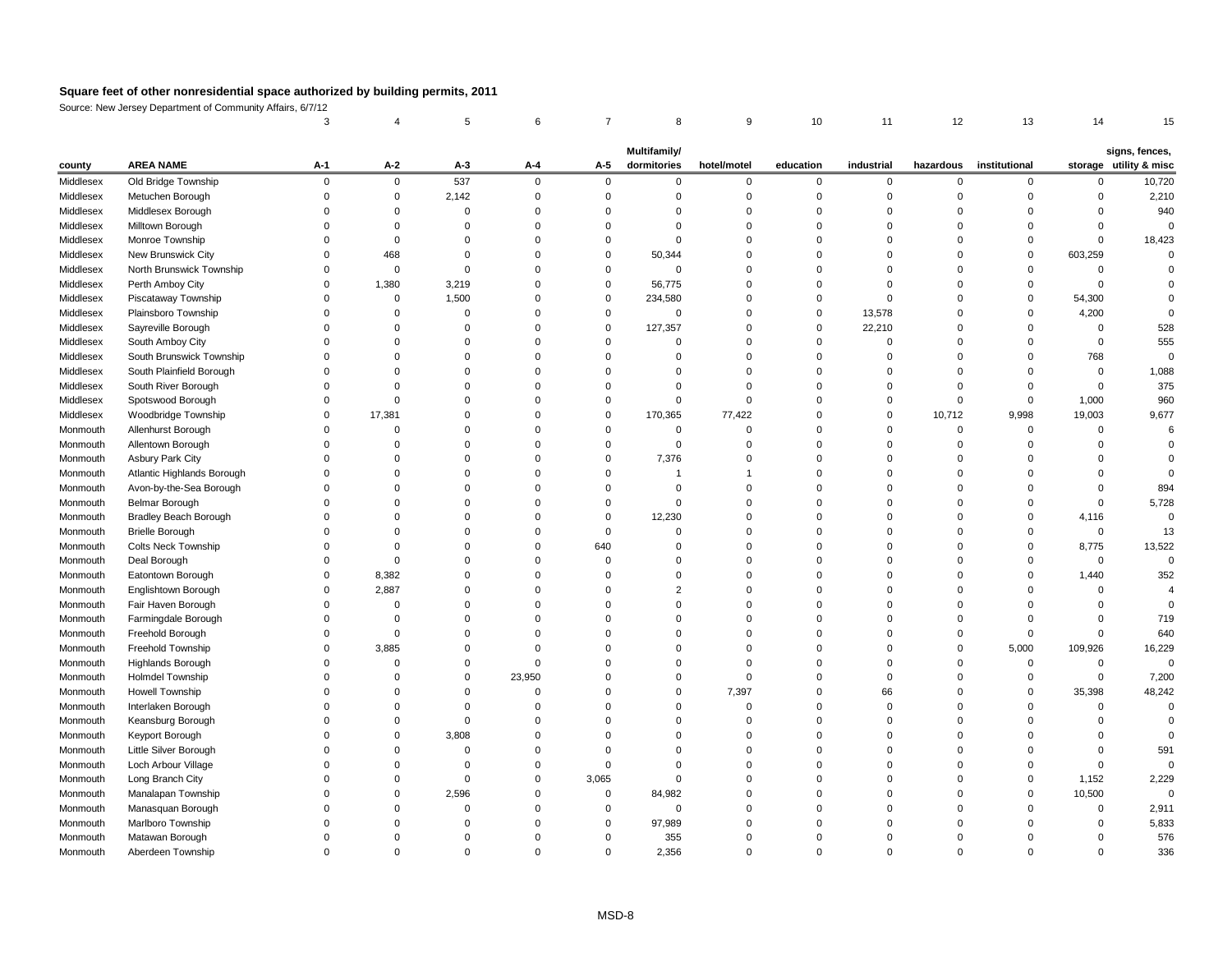# Square feet of other nonresidential space authorized by building permits, 2011

Source: New Jersey Department of Community Affairs, 6/7/12

| | | 3 | 4 | 5 | 6 | 7 | 8 | 9 | 10 | 11 | 12 | 13 | 14 | 15 |
|---|---|---|---|---|---|---|---|---|---|---|---|---|---|---|
| county | AREA NAME | A-1 | A-2 | A-3 | A-4 | A-5 | Multifamily/ dormitories | hotel/motel | education | industrial | hazardous | institutional | storage | signs, fences, utility & misc |
| Middlesex | Old Bridge Township | 0 | 0 | 537 | 0 | 0 | 0 | 0 | 0 | 0 | 0 | 0 | 0 | 10,720 |
| Middlesex | Metuchen Borough | 0 | 0 | 2,142 | 0 | 0 | 0 | 0 | 0 | 0 | 0 | 0 | 0 | 2,210 |
| Middlesex | Middlesex Borough | 0 | 0 | 0 | 0 | 0 | 0 | 0 | 0 | 0 | 0 | 0 | 0 | 940 |
| Middlesex | Milltown Borough | 0 | 0 | 0 | 0 | 0 | 0 | 0 | 0 | 0 | 0 | 0 | 0 | 0 |
| Middlesex | Monroe Township | 0 | 0 | 0 | 0 | 0 | 0 | 0 | 0 | 0 | 0 | 0 | 0 | 18,423 |
| Middlesex | New Brunswick City | 0 | 468 | 0 | 0 | 0 | 50,344 | 0 | 0 | 0 | 0 | 0 | 603,259 | 0 |
| Middlesex | North Brunswick Township | 0 | 0 | 0 | 0 | 0 | 0 | 0 | 0 | 0 | 0 | 0 | 0 | 0 |
| Middlesex | Perth Amboy City | 0 | 1,380 | 3,219 | 0 | 0 | 56,775 | 0 | 0 | 0 | 0 | 0 | 0 | 0 |
| Middlesex | Piscataway Township | 0 | 0 | 1,500 | 0 | 0 | 234,580 | 0 | 0 | 0 | 0 | 0 | 54,300 | 0 |
| Middlesex | Plainsboro Township | 0 | 0 | 0 | 0 | 0 | 0 | 0 | 0 | 13,578 | 0 | 0 | 4,200 | 0 |
| Middlesex | Sayreville Borough | 0 | 0 | 0 | 0 | 0 | 127,357 | 0 | 0 | 22,210 | 0 | 0 | 0 | 528 |
| Middlesex | South Amboy City | 0 | 0 | 0 | 0 | 0 | 0 | 0 | 0 | 0 | 0 | 0 | 0 | 555 |
| Middlesex | South Brunswick Township | 0 | 0 | 0 | 0 | 0 | 0 | 0 | 0 | 0 | 0 | 0 | 768 | 0 |
| Middlesex | South Plainfield Borough | 0 | 0 | 0 | 0 | 0 | 0 | 0 | 0 | 0 | 0 | 0 | 0 | 1,088 |
| Middlesex | South River Borough | 0 | 0 | 0 | 0 | 0 | 0 | 0 | 0 | 0 | 0 | 0 | 0 | 375 |
| Middlesex | Spotswood Borough | 0 | 0 | 0 | 0 | 0 | 0 | 0 | 0 | 0 | 0 | 0 | 1,000 | 960 |
| Middlesex | Woodbridge Township | 0 | 17,381 | 0 | 0 | 0 | 170,365 | 77,422 | 0 | 0 | 10,712 | 9,998 | 19,003 | 9,677 |
| Monmouth | Allenhurst Borough | 0 | 0 | 0 | 0 | 0 | 0 | 0 | 0 | 0 | 0 | 0 | 0 | 6 |
| Monmouth | Allentown Borough | 0 | 0 | 0 | 0 | 0 | 0 | 0 | 0 | 0 | 0 | 0 | 0 | 0 |
| Monmouth | Asbury Park City | 0 | 0 | 0 | 0 | 0 | 7,376 | 0 | 0 | 0 | 0 | 0 | 0 | 0 |
| Monmouth | Atlantic Highlands Borough | 0 | 0 | 0 | 0 | 0 | 1 | 1 | 0 | 0 | 0 | 0 | 0 | 0 |
| Monmouth | Avon-by-the-Sea Borough | 0 | 0 | 0 | 0 | 0 | 0 | 0 | 0 | 0 | 0 | 0 | 0 | 894 |
| Monmouth | Belmar Borough | 0 | 0 | 0 | 0 | 0 | 0 | 0 | 0 | 0 | 0 | 0 | 0 | 5,728 |
| Monmouth | Bradley Beach Borough | 0 | 0 | 0 | 0 | 0 | 12,230 | 0 | 0 | 0 | 0 | 0 | 4,116 | 0 |
| Monmouth | Brielle Borough | 0 | 0 | 0 | 0 | 0 | 0 | 0 | 0 | 0 | 0 | 0 | 0 | 13 |
| Monmouth | Colts Neck Township | 0 | 0 | 0 | 0 | 640 | 0 | 0 | 0 | 0 | 0 | 0 | 8,775 | 13,522 |
| Monmouth | Deal Borough | 0 | 0 | 0 | 0 | 0 | 0 | 0 | 0 | 0 | 0 | 0 | 0 | 0 |
| Monmouth | Eatontown Borough | 0 | 8,382 | 0 | 0 | 0 | 0 | 0 | 0 | 0 | 0 | 0 | 1,440 | 352 |
| Monmouth | Englishtown Borough | 0 | 2,887 | 0 | 0 | 0 | 2 | 0 | 0 | 0 | 0 | 0 | 0 | 4 |
| Monmouth | Fair Haven Borough | 0 | 0 | 0 | 0 | 0 | 0 | 0 | 0 | 0 | 0 | 0 | 0 | 0 |
| Monmouth | Farmingdale Borough | 0 | 0 | 0 | 0 | 0 | 0 | 0 | 0 | 0 | 0 | 0 | 0 | 719 |
| Monmouth | Freehold Borough | 0 | 0 | 0 | 0 | 0 | 0 | 0 | 0 | 0 | 0 | 0 | 0 | 640 |
| Monmouth | Freehold Township | 0 | 3,885 | 0 | 0 | 0 | 0 | 0 | 0 | 0 | 0 | 5,000 | 109,926 | 16,229 |
| Monmouth | Highlands Borough | 0 | 0 | 0 | 0 | 0 | 0 | 0 | 0 | 0 | 0 | 0 | 0 | 0 |
| Monmouth | Holmdel Township | 0 | 0 | 0 | 23,950 | 0 | 0 | 0 | 0 | 0 | 0 | 0 | 0 | 7,200 |
| Monmouth | Howell Township | 0 | 0 | 0 | 0 | 0 | 0 | 7,397 | 0 | 66 | 0 | 0 | 35,398 | 48,242 |
| Monmouth | Interlaken Borough | 0 | 0 | 0 | 0 | 0 | 0 | 0 | 0 | 0 | 0 | 0 | 0 | 0 |
| Monmouth | Keansburg Borough | 0 | 0 | 0 | 0 | 0 | 0 | 0 | 0 | 0 | 0 | 0 | 0 | 0 |
| Monmouth | Keyport Borough | 0 | 0 | 3,808 | 0 | 0 | 0 | 0 | 0 | 0 | 0 | 0 | 0 | 0 |
| Monmouth | Little Silver Borough | 0 | 0 | 0 | 0 | 0 | 0 | 0 | 0 | 0 | 0 | 0 | 0 | 591 |
| Monmouth | Loch Arbour Village | 0 | 0 | 0 | 0 | 0 | 0 | 0 | 0 | 0 | 0 | 0 | 0 | 0 |
| Monmouth | Long Branch City | 0 | 0 | 0 | 0 | 3,065 | 0 | 0 | 0 | 0 | 0 | 0 | 1,152 | 2,229 |
| Monmouth | Manalapan Township | 0 | 0 | 2,596 | 0 | 0 | 84,982 | 0 | 0 | 0 | 0 | 0 | 10,500 | 0 |
| Monmouth | Manasquan Borough | 0 | 0 | 0 | 0 | 0 | 0 | 0 | 0 | 0 | 0 | 0 | 0 | 2,911 |
| Monmouth | Marlboro Township | 0 | 0 | 0 | 0 | 0 | 97,989 | 0 | 0 | 0 | 0 | 0 | 0 | 5,833 |
| Monmouth | Matawan Borough | 0 | 0 | 0 | 0 | 0 | 355 | 0 | 0 | 0 | 0 | 0 | 0 | 576 |
| Monmouth | Aberdeen Township | 0 | 0 | 0 | 0 | 0 | 2,356 | 0 | 0 | 0 | 0 | 0 | 0 | 336 |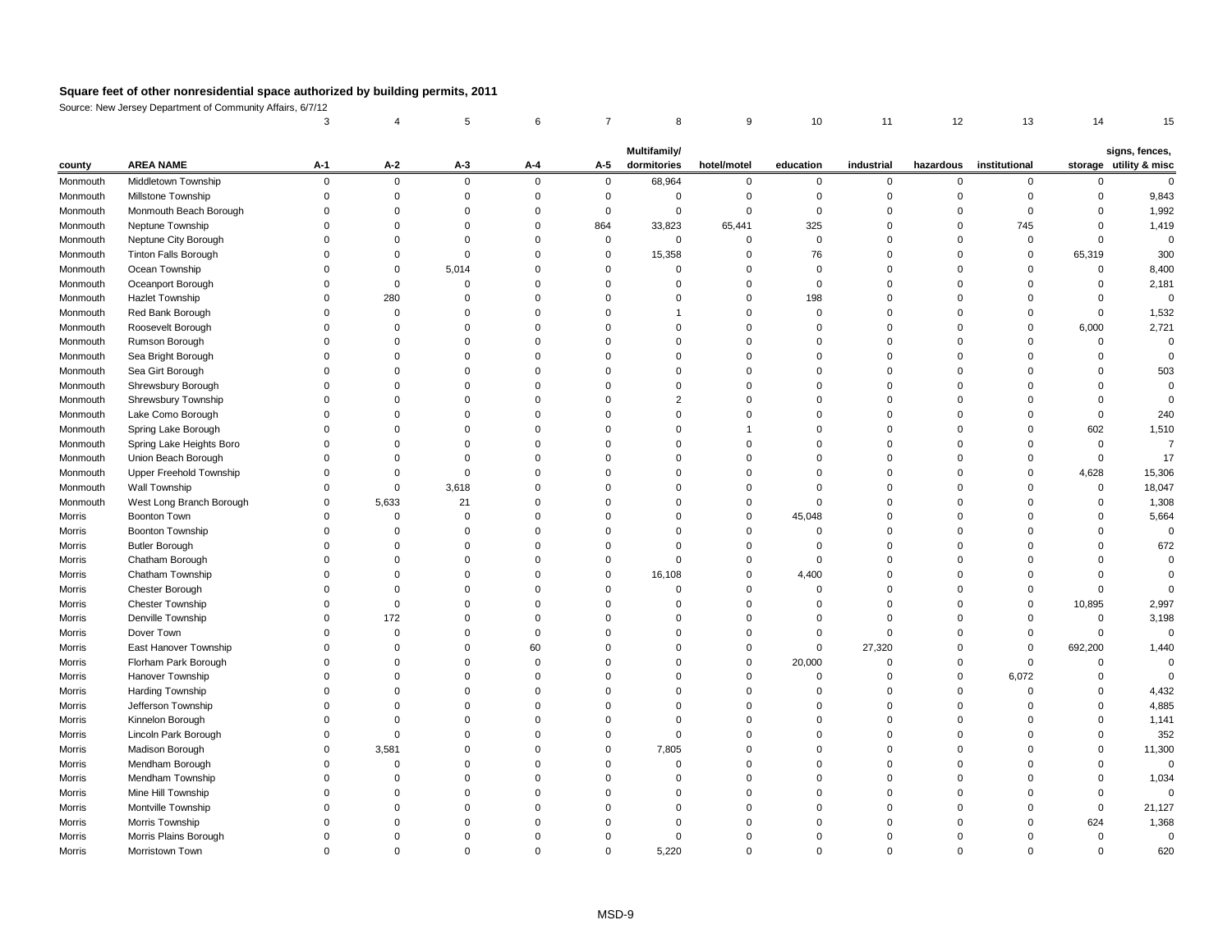## Square feet of other nonresidential space authorized by building permits, 2011

Source: New Jersey Department of Community Affairs, 6/7/12

| | | 3 | 4 | 5 | 6 | 7 | 8 | 9 | 10 | 11 | 12 | 13 | 14 | 15 |
|---|---|---|---|---|---|---|---|---|---|---|---|---|---|---|
| county | AREA NAME | A-1 | A-2 | A-3 | A-4 | A-5 | Multifamily/ dormitories | hotel/motel | education | industrial | hazardous | institutional | storage | signs, fences, utility & misc |
| Monmouth | Middletown Township | 0 | 0 | 0 | 0 | 0 | 68,964 | 0 | 0 | 0 | 0 | 0 | 0 | 0 |
| Monmouth | Millstone Township | 0 | 0 | 0 | 0 | 0 | 0 | 0 | 0 | 0 | 0 | 0 | 0 | 9,843 |
| Monmouth | Monmouth Beach Borough | 0 | 0 | 0 | 0 | 0 | 0 | 0 | 0 | 0 | 0 | 0 | 0 | 1,992 |
| Monmouth | Neptune Township | 0 | 0 | 0 | 0 | 864 | 33,823 | 65,441 | 325 | 0 | 0 | 745 | 0 | 1,419 |
| Monmouth | Neptune City Borough | 0 | 0 | 0 | 0 | 0 | 0 | 0 | 0 | 0 | 0 | 0 | 0 | 0 |
| Monmouth | Tinton Falls Borough | 0 | 0 | 0 | 0 | 0 | 15,358 | 0 | 76 | 0 | 0 | 0 | 65,319 | 300 |
| Monmouth | Ocean Township | 0 | 0 | 5,014 | 0 | 0 | 0 | 0 | 0 | 0 | 0 | 0 | 0 | 8,400 |
| Monmouth | Oceanport Borough | 0 | 0 | 0 | 0 | 0 | 0 | 0 | 0 | 0 | 0 | 0 | 0 | 2,181 |
| Monmouth | Hazlet Township | 0 | 280 | 0 | 0 | 0 | 0 | 0 | 198 | 0 | 0 | 0 | 0 | 0 |
| Monmouth | Red Bank Borough | 0 | 0 | 0 | 0 | 0 | 1 | 0 | 0 | 0 | 0 | 0 | 0 | 1,532 |
| Monmouth | Roosevelt Borough | 0 | 0 | 0 | 0 | 0 | 0 | 0 | 0 | 0 | 0 | 0 | 6,000 | 2,721 |
| Monmouth | Rumson Borough | 0 | 0 | 0 | 0 | 0 | 0 | 0 | 0 | 0 | 0 | 0 | 0 | 0 |
| Monmouth | Sea Bright Borough | 0 | 0 | 0 | 0 | 0 | 0 | 0 | 0 | 0 | 0 | 0 | 0 | 0 |
| Monmouth | Sea Girt Borough | 0 | 0 | 0 | 0 | 0 | 0 | 0 | 0 | 0 | 0 | 0 | 0 | 503 |
| Monmouth | Shrewsbury Borough | 0 | 0 | 0 | 0 | 0 | 0 | 0 | 0 | 0 | 0 | 0 | 0 | 0 |
| Monmouth | Shrewsbury Township | 0 | 0 | 0 | 0 | 0 | 2 | 0 | 0 | 0 | 0 | 0 | 0 | 0 |
| Monmouth | Lake Como Borough | 0 | 0 | 0 | 0 | 0 | 0 | 0 | 0 | 0 | 0 | 0 | 0 | 240 |
| Monmouth | Spring Lake Borough | 0 | 0 | 0 | 0 | 0 | 0 | 1 | 0 | 0 | 0 | 0 | 602 | 1,510 |
| Monmouth | Spring Lake Heights Boro | 0 | 0 | 0 | 0 | 0 | 0 | 0 | 0 | 0 | 0 | 0 | 0 | 7 |
| Monmouth | Union Beach Borough | 0 | 0 | 0 | 0 | 0 | 0 | 0 | 0 | 0 | 0 | 0 | 0 | 17 |
| Monmouth | Upper Freehold Township | 0 | 0 | 0 | 0 | 0 | 0 | 0 | 0 | 0 | 0 | 0 | 4,628 | 15,306 |
| Monmouth | Wall Township | 0 | 0 | 3,618 | 0 | 0 | 0 | 0 | 0 | 0 | 0 | 0 | 0 | 18,047 |
| Monmouth | West Long Branch Borough | 0 | 5,633 | 21 | 0 | 0 | 0 | 0 | 0 | 0 | 0 | 0 | 0 | 1,308 |
| Morris | Boonton Town | 0 | 0 | 0 | 0 | 0 | 0 | 0 | 45,048 | 0 | 0 | 0 | 0 | 5,664 |
| Morris | Boonton Township | 0 | 0 | 0 | 0 | 0 | 0 | 0 | 0 | 0 | 0 | 0 | 0 | 0 |
| Morris | Butler Borough | 0 | 0 | 0 | 0 | 0 | 0 | 0 | 0 | 0 | 0 | 0 | 0 | 672 |
| Morris | Chatham Borough | 0 | 0 | 0 | 0 | 0 | 0 | 0 | 0 | 0 | 0 | 0 | 0 | 0 |
| Morris | Chatham Township | 0 | 0 | 0 | 0 | 0 | 16,108 | 0 | 4,400 | 0 | 0 | 0 | 0 | 0 |
| Morris | Chester Borough | 0 | 0 | 0 | 0 | 0 | 0 | 0 | 0 | 0 | 0 | 0 | 0 | 0 |
| Morris | Chester Township | 0 | 0 | 0 | 0 | 0 | 0 | 0 | 0 | 0 | 0 | 0 | 10,895 | 2,997 |
| Morris | Denville Township | 0 | 172 | 0 | 0 | 0 | 0 | 0 | 0 | 0 | 0 | 0 | 0 | 3,198 |
| Morris | Dover Town | 0 | 0 | 0 | 0 | 0 | 0 | 0 | 0 | 0 | 0 | 0 | 0 | 0 |
| Morris | East Hanover Township | 0 | 0 | 0 | 60 | 0 | 0 | 0 | 0 | 27,320 | 0 | 0 | 692,200 | 1,440 |
| Morris | Florham Park Borough | 0 | 0 | 0 | 0 | 0 | 0 | 0 | 20,000 | 0 | 0 | 0 | 0 | 0 |
| Morris | Hanover Township | 0 | 0 | 0 | 0 | 0 | 0 | 0 | 0 | 0 | 0 | 6,072 | 0 | 0 |
| Morris | Harding Township | 0 | 0 | 0 | 0 | 0 | 0 | 0 | 0 | 0 | 0 | 0 | 0 | 4,432 |
| Morris | Jefferson Township | 0 | 0 | 0 | 0 | 0 | 0 | 0 | 0 | 0 | 0 | 0 | 0 | 4,885 |
| Morris | Kinnelon Borough | 0 | 0 | 0 | 0 | 0 | 0 | 0 | 0 | 0 | 0 | 0 | 0 | 1,141 |
| Morris | Lincoln Park Borough | 0 | 0 | 0 | 0 | 0 | 0 | 0 | 0 | 0 | 0 | 0 | 0 | 352 |
| Morris | Madison Borough | 0 | 3,581 | 0 | 0 | 0 | 7,805 | 0 | 0 | 0 | 0 | 0 | 0 | 11,300 |
| Morris | Mendham Borough | 0 | 0 | 0 | 0 | 0 | 0 | 0 | 0 | 0 | 0 | 0 | 0 | 0 |
| Morris | Mendham Township | 0 | 0 | 0 | 0 | 0 | 0 | 0 | 0 | 0 | 0 | 0 | 0 | 1,034 |
| Morris | Mine Hill Township | 0 | 0 | 0 | 0 | 0 | 0 | 0 | 0 | 0 | 0 | 0 | 0 | 0 |
| Morris | Montville Township | 0 | 0 | 0 | 0 | 0 | 0 | 0 | 0 | 0 | 0 | 0 | 0 | 21,127 |
| Morris | Morris Township | 0 | 0 | 0 | 0 | 0 | 0 | 0 | 0 | 0 | 0 | 0 | 624 | 1,368 |
| Morris | Morris Plains Borough | 0 | 0 | 0 | 0 | 0 | 0 | 0 | 0 | 0 | 0 | 0 | 0 | 0 |
| Morris | Morristown Town | 0 | 0 | 0 | 0 | 0 | 5,220 | 0 | 0 | 0 | 0 | 0 | 0 | 620 |

MSD-9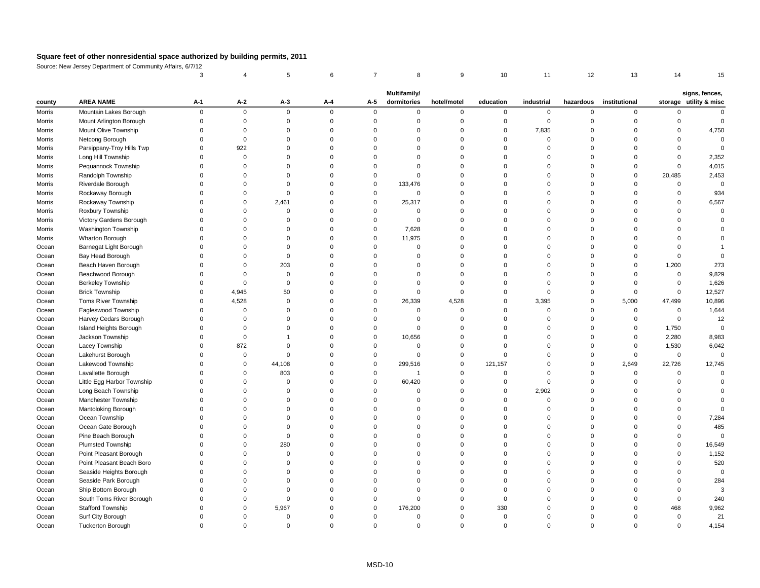# Square feet of other nonresidential space authorized by building permits, 2011

Source: New Jersey Department of Community Affairs, 6/7/12

| | | 3 | 4 | 5 | 6 | 7 | 8 | 9 | 10 | 11 | 12 | 13 | 14 | 15 |
|---|---|---|---|---|---|---|---|---|---|---|---|---|---|---|
| county | AREA NAME | A-1 | A-2 | A-3 | A-4 | A-5 | Multifamily/ dormitories | hotel/motel | education | industrial | hazardous | institutional | storage | signs, fences, utility & misc |
| Morris | Mountain Lakes Borough | 0 | 0 | 0 | 0 | 0 | 0 | 0 | 0 | 0 | 0 | 0 | 0 | 0 |
| Morris | Mount Arlington Borough | 0 | 0 | 0 | 0 | 0 | 0 | 0 | 0 | 0 | 0 | 0 | 0 | 0 |
| Morris | Mount Olive Township | 0 | 0 | 0 | 0 | 0 | 0 | 0 | 0 | 7,835 | 0 | 0 | 0 | 4,750 |
| Morris | Netcong Borough | 0 | 0 | 0 | 0 | 0 | 0 | 0 | 0 | 0 | 0 | 0 | 0 | 0 |
| Morris | Parsippany-Troy Hills Twp | 0 | 922 | 0 | 0 | 0 | 0 | 0 | 0 | 0 | 0 | 0 | 0 | 0 |
| Morris | Long Hill Township | 0 | 0 | 0 | 0 | 0 | 0 | 0 | 0 | 0 | 0 | 0 | 0 | 2,352 |
| Morris | Pequannock Township | 0 | 0 | 0 | 0 | 0 | 0 | 0 | 0 | 0 | 0 | 0 | 0 | 4,015 |
| Morris | Randolph Township | 0 | 0 | 0 | 0 | 0 | 0 | 0 | 0 | 0 | 0 | 0 | 20,485 | 2,453 |
| Morris | Riverdale Borough | 0 | 0 | 0 | 0 | 0 | 133,476 | 0 | 0 | 0 | 0 | 0 | 0 | 0 |
| Morris | Rockaway Borough | 0 | 0 | 0 | 0 | 0 | 0 | 0 | 0 | 0 | 0 | 0 | 0 | 934 |
| Morris | Rockaway Township | 0 | 0 | 2,461 | 0 | 0 | 25,317 | 0 | 0 | 0 | 0 | 0 | 0 | 6,567 |
| Morris | Roxbury Township | 0 | 0 | 0 | 0 | 0 | 0 | 0 | 0 | 0 | 0 | 0 | 0 | 0 |
| Morris | Victory Gardens Borough | 0 | 0 | 0 | 0 | 0 | 0 | 0 | 0 | 0 | 0 | 0 | 0 | 0 |
| Morris | Washington Township | 0 | 0 | 0 | 0 | 0 | 7,628 | 0 | 0 | 0 | 0 | 0 | 0 | 0 |
| Morris | Wharton Borough | 0 | 0 | 0 | 0 | 0 | 11,975 | 0 | 0 | 0 | 0 | 0 | 0 | 0 |
| Ocean | Barnegat Light Borough | 0 | 0 | 0 | 0 | 0 | 0 | 0 | 0 | 0 | 0 | 0 | 0 | 1 |
| Ocean | Bay Head Borough | 0 | 0 | 0 | 0 | 0 | 0 | 0 | 0 | 0 | 0 | 0 | 0 | 0 |
| Ocean | Beach Haven Borough | 0 | 0 | 203 | 0 | 0 | 0 | 0 | 0 | 0 | 0 | 0 | 1,200 | 273 |
| Ocean | Beachwood Borough | 0 | 0 | 0 | 0 | 0 | 0 | 0 | 0 | 0 | 0 | 0 | 0 | 9,829 |
| Ocean | Berkeley Township | 0 | 0 | 0 | 0 | 0 | 0 | 0 | 0 | 0 | 0 | 0 | 0 | 1,626 |
| Ocean | Brick Township | 0 | 4,945 | 50 | 0 | 0 | 0 | 0 | 0 | 0 | 0 | 0 | 0 | 12,527 |
| Ocean | Toms River Township | 0 | 4,528 | 0 | 0 | 0 | 26,339 | 4,528 | 0 | 3,395 | 0 | 5,000 | 47,499 | 10,896 |
| Ocean | Eagleswood Township | 0 | 0 | 0 | 0 | 0 | 0 | 0 | 0 | 0 | 0 | 0 | 0 | 1,644 |
| Ocean | Harvey Cedars Borough | 0 | 0 | 0 | 0 | 0 | 0 | 0 | 0 | 0 | 0 | 0 | 0 | 12 |
| Ocean | Island Heights Borough | 0 | 0 | 0 | 0 | 0 | 0 | 0 | 0 | 0 | 0 | 0 | 1,750 | 0 |
| Ocean | Jackson Township | 0 | 0 | 1 | 0 | 0 | 10,656 | 0 | 0 | 0 | 0 | 0 | 2,280 | 8,983 |
| Ocean | Lacey Township | 0 | 872 | 0 | 0 | 0 | 0 | 0 | 0 | 0 | 0 | 0 | 1,530 | 6,042 |
| Ocean | Lakehurst Borough | 0 | 0 | 0 | 0 | 0 | 0 | 0 | 0 | 0 | 0 | 0 | 0 | 0 |
| Ocean | Lakewood Township | 0 | 0 | 44,108 | 0 | 0 | 299,516 | 0 | 121,157 | 0 | 0 | 2,649 | 22,726 | 12,745 |
| Ocean | Lavallette Borough | 0 | 0 | 803 | 0 | 0 | 1 | 0 | 0 | 0 | 0 | 0 | 0 | 0 |
| Ocean | Little Egg Harbor Township | 0 | 0 | 0 | 0 | 0 | 60,420 | 0 | 0 | 0 | 0 | 0 | 0 | 0 |
| Ocean | Long Beach Township | 0 | 0 | 0 | 0 | 0 | 0 | 0 | 0 | 2,902 | 0 | 0 | 0 | 0 |
| Ocean | Manchester Township | 0 | 0 | 0 | 0 | 0 | 0 | 0 | 0 | 0 | 0 | 0 | 0 | 0 |
| Ocean | Mantoloking Borough | 0 | 0 | 0 | 0 | 0 | 0 | 0 | 0 | 0 | 0 | 0 | 0 | 0 |
| Ocean | Ocean Township | 0 | 0 | 0 | 0 | 0 | 0 | 0 | 0 | 0 | 0 | 0 | 0 | 7,284 |
| Ocean | Ocean Gate Borough | 0 | 0 | 0 | 0 | 0 | 0 | 0 | 0 | 0 | 0 | 0 | 0 | 485 |
| Ocean | Pine Beach Borough | 0 | 0 | 0 | 0 | 0 | 0 | 0 | 0 | 0 | 0 | 0 | 0 | 0 |
| Ocean | Plumsted Township | 0 | 0 | 280 | 0 | 0 | 0 | 0 | 0 | 0 | 0 | 0 | 0 | 16,549 |
| Ocean | Point Pleasant Borough | 0 | 0 | 0 | 0 | 0 | 0 | 0 | 0 | 0 | 0 | 0 | 0 | 1,152 |
| Ocean | Point Pleasant Beach Boro | 0 | 0 | 0 | 0 | 0 | 0 | 0 | 0 | 0 | 0 | 0 | 0 | 520 |
| Ocean | Seaside Heights Borough | 0 | 0 | 0 | 0 | 0 | 0 | 0 | 0 | 0 | 0 | 0 | 0 | 0 |
| Ocean | Seaside Park Borough | 0 | 0 | 0 | 0 | 0 | 0 | 0 | 0 | 0 | 0 | 0 | 0 | 284 |
| Ocean | Ship Bottom Borough | 0 | 0 | 0 | 0 | 0 | 0 | 0 | 0 | 0 | 0 | 0 | 0 | 3 |
| Ocean | South Toms River Borough | 0 | 0 | 0 | 0 | 0 | 0 | 0 | 0 | 0 | 0 | 0 | 0 | 240 |
| Ocean | Stafford Township | 0 | 0 | 5,967 | 0 | 0 | 176,200 | 0 | 330 | 0 | 0 | 0 | 468 | 9,962 |
| Ocean | Surf City Borough | 0 | 0 | 0 | 0 | 0 | 0 | 0 | 0 | 0 | 0 | 0 | 0 | 21 |
| Ocean | Tuckerton Borough | 0 | 0 | 0 | 0 | 0 | 0 | 0 | 0 | 0 | 0 | 0 | 0 | 4,154 |

MSD-10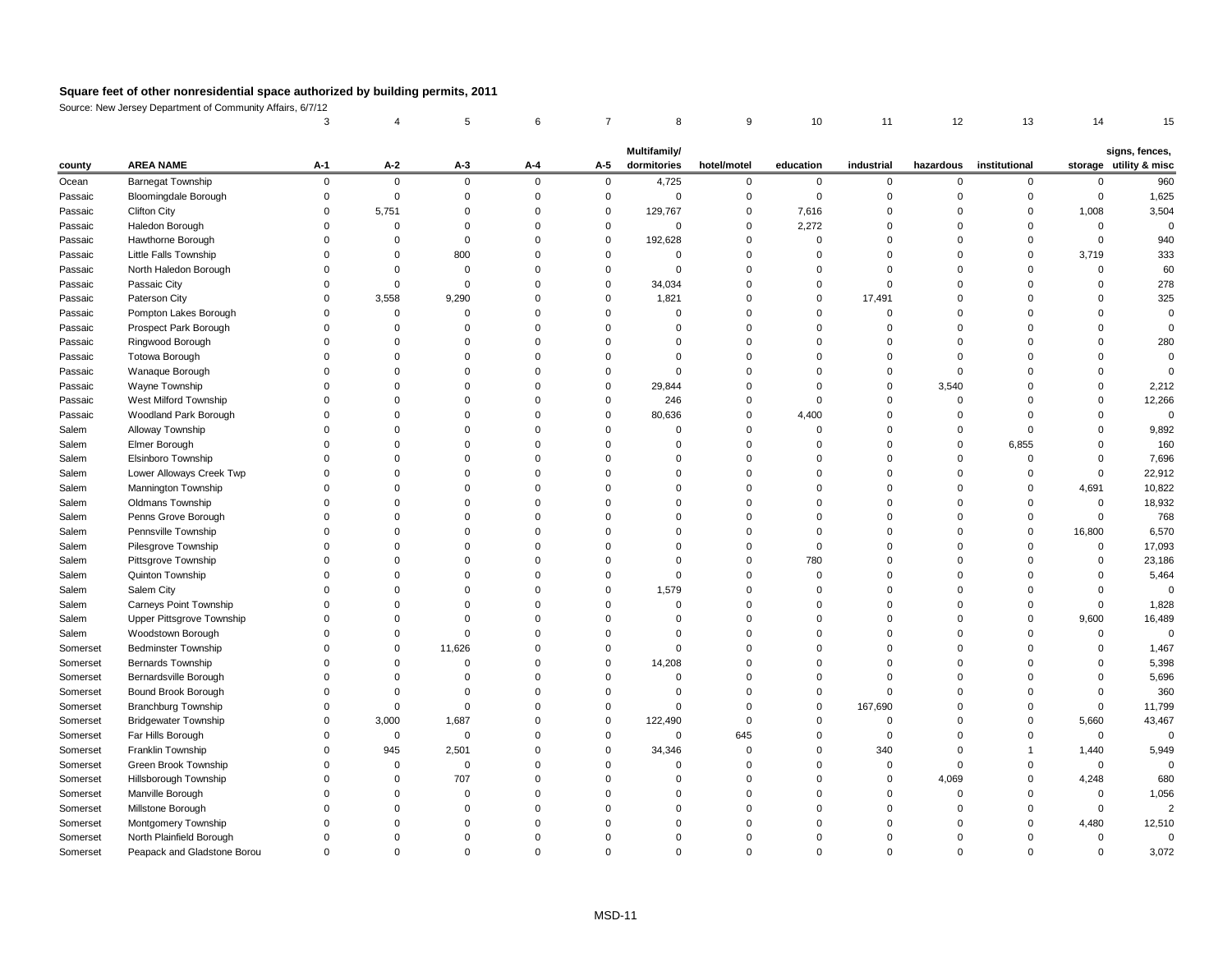# Square feet of other nonresidential space authorized by building permits, 2011

Source: New Jersey Department of Community Affairs, 6/7/12

| | | 3 | 4 | 5 | 6 | 7 | 8 | 9 | 10 | 11 | 12 | 13 | 14 | 15 |
|---|---|---|---|---|---|---|---|---|---|---|---|---|---|---|
| county | AREA NAME | A-1 | A-2 | A-3 | A-4 | A-5 | Multifamily/ dormitories | hotel/motel | education | industrial | hazardous | institutional | storage | signs, fences, utility & misc |
| Ocean | Barnegat Township | 0 | 0 | 0 | 0 | 0 | 4,725 | 0 | 0 | 0 | 0 | 0 | 0 | 960 |
| Passaic | Bloomingdale Borough | 0 | 0 | 0 | 0 | 0 | 0 | 0 | 0 | 0 | 0 | 0 | 0 | 1,625 |
| Passaic | Clifton City | 0 | 5,751 | 0 | 0 | 0 | 129,767 | 0 | 7,616 | 0 | 0 | 0 | 1,008 | 3,504 |
| Passaic | Haledon Borough | 0 | 0 | 0 | 0 | 0 | 0 | 0 | 2,272 | 0 | 0 | 0 | 0 | 0 |
| Passaic | Hawthorne Borough | 0 | 0 | 0 | 0 | 0 | 192,628 | 0 | 0 | 0 | 0 | 0 | 0 | 940 |
| Passaic | Little Falls Township | 0 | 0 | 800 | 0 | 0 | 0 | 0 | 0 | 0 | 0 | 0 | 3,719 | 333 |
| Passaic | North Haledon Borough | 0 | 0 | 0 | 0 | 0 | 0 | 0 | 0 | 0 | 0 | 0 | 0 | 60 |
| Passaic | Passaic City | 0 | 0 | 0 | 0 | 0 | 34,034 | 0 | 0 | 0 | 0 | 0 | 0 | 278 |
| Passaic | Paterson City | 0 | 3,558 | 9,290 | 0 | 0 | 1,821 | 0 | 0 | 17,491 | 0 | 0 | 0 | 325 |
| Passaic | Pompton Lakes Borough | 0 | 0 | 0 | 0 | 0 | 0 | 0 | 0 | 0 | 0 | 0 | 0 | 0 |
| Passaic | Prospect Park Borough | 0 | 0 | 0 | 0 | 0 | 0 | 0 | 0 | 0 | 0 | 0 | 0 | 0 |
| Passaic | Ringwood Borough | 0 | 0 | 0 | 0 | 0 | 0 | 0 | 0 | 0 | 0 | 0 | 0 | 280 |
| Passaic | Totowa Borough | 0 | 0 | 0 | 0 | 0 | 0 | 0 | 0 | 0 | 0 | 0 | 0 | 0 |
| Passaic | Wanaque Borough | 0 | 0 | 0 | 0 | 0 | 0 | 0 | 0 | 0 | 0 | 0 | 0 | 0 |
| Passaic | Wayne Township | 0 | 0 | 0 | 0 | 0 | 29,844 | 0 | 0 | 0 | 3,540 | 0 | 0 | 2,212 |
| Passaic | West Milford Township | 0 | 0 | 0 | 0 | 0 | 246 | 0 | 0 | 0 | 0 | 0 | 0 | 12,266 |
| Passaic | Woodland Park Borough | 0 | 0 | 0 | 0 | 0 | 80,636 | 0 | 4,400 | 0 | 0 | 0 | 0 | 0 |
| Salem | Alloway Township | 0 | 0 | 0 | 0 | 0 | 0 | 0 | 0 | 0 | 0 | 0 | 0 | 9,892 |
| Salem | Elmer Borough | 0 | 0 | 0 | 0 | 0 | 0 | 0 | 0 | 0 | 0 | 6,855 | 0 | 160 |
| Salem | Elsinboro Township | 0 | 0 | 0 | 0 | 0 | 0 | 0 | 0 | 0 | 0 | 0 | 0 | 7,696 |
| Salem | Lower Alloways Creek Twp | 0 | 0 | 0 | 0 | 0 | 0 | 0 | 0 | 0 | 0 | 0 | 0 | 22,912 |
| Salem | Mannington Township | 0 | 0 | 0 | 0 | 0 | 0 | 0 | 0 | 0 | 0 | 0 | 4,691 | 10,822 |
| Salem | Oldmans Township | 0 | 0 | 0 | 0 | 0 | 0 | 0 | 0 | 0 | 0 | 0 | 0 | 18,932 |
| Salem | Penns Grove Borough | 0 | 0 | 0 | 0 | 0 | 0 | 0 | 0 | 0 | 0 | 0 | 0 | 768 |
| Salem | Pennsville Township | 0 | 0 | 0 | 0 | 0 | 0 | 0 | 0 | 0 | 0 | 0 | 16,800 | 6,570 |
| Salem | Pilesgrove Township | 0 | 0 | 0 | 0 | 0 | 0 | 0 | 0 | 0 | 0 | 0 | 0 | 17,093 |
| Salem | Pittsgrove Township | 0 | 0 | 0 | 0 | 0 | 0 | 0 | 780 | 0 | 0 | 0 | 0 | 23,186 |
| Salem | Quinton Township | 0 | 0 | 0 | 0 | 0 | 0 | 0 | 0 | 0 | 0 | 0 | 0 | 5,464 |
| Salem | Salem City | 0 | 0 | 0 | 0 | 0 | 1,579 | 0 | 0 | 0 | 0 | 0 | 0 | 0 |
| Salem | Carneys Point Township | 0 | 0 | 0 | 0 | 0 | 0 | 0 | 0 | 0 | 0 | 0 | 0 | 1,828 |
| Salem | Upper Pittsgrove Township | 0 | 0 | 0 | 0 | 0 | 0 | 0 | 0 | 0 | 0 | 0 | 9,600 | 16,489 |
| Salem | Woodstown Borough | 0 | 0 | 0 | 0 | 0 | 0 | 0 | 0 | 0 | 0 | 0 | 0 | 0 |
| Somerset | Bedminster Township | 0 | 0 | 11,626 | 0 | 0 | 0 | 0 | 0 | 0 | 0 | 0 | 0 | 1,467 |
| Somerset | Bernards Township | 0 | 0 | 0 | 0 | 0 | 14,208 | 0 | 0 | 0 | 0 | 0 | 0 | 5,398 |
| Somerset | Bernardsville Borough | 0 | 0 | 0 | 0 | 0 | 0 | 0 | 0 | 0 | 0 | 0 | 0 | 5,696 |
| Somerset | Bound Brook Borough | 0 | 0 | 0 | 0 | 0 | 0 | 0 | 0 | 0 | 0 | 0 | 0 | 360 |
| Somerset | Branchburg Township | 0 | 0 | 0 | 0 | 0 | 0 | 0 | 0 | 167,690 | 0 | 0 | 0 | 11,799 |
| Somerset | Bridgewater Township | 0 | 3,000 | 1,687 | 0 | 0 | 122,490 | 0 | 0 | 0 | 0 | 0 | 5,660 | 43,467 |
| Somerset | Far Hills Borough | 0 | 0 | 0 | 0 | 0 | 0 | 645 | 0 | 0 | 0 | 0 | 0 | 0 |
| Somerset | Franklin Township | 0 | 945 | 2,501 | 0 | 0 | 34,346 | 0 | 0 | 340 | 0 | 1 | 1,440 | 5,949 |
| Somerset | Green Brook Township | 0 | 0 | 0 | 0 | 0 | 0 | 0 | 0 | 0 | 0 | 0 | 0 | 0 |
| Somerset | Hillsborough Township | 0 | 0 | 707 | 0 | 0 | 0 | 0 | 0 | 0 | 4,069 | 0 | 4,248 | 680 |
| Somerset | Manville Borough | 0 | 0 | 0 | 0 | 0 | 0 | 0 | 0 | 0 | 0 | 0 | 0 | 1,056 |
| Somerset | Millstone Borough | 0 | 0 | 0 | 0 | 0 | 0 | 0 | 0 | 0 | 0 | 0 | 0 | 2 |
| Somerset | Montgomery Township | 0 | 0 | 0 | 0 | 0 | 0 | 0 | 0 | 0 | 0 | 0 | 4,480 | 12,510 |
| Somerset | North Plainfield Borough | 0 | 0 | 0 | 0 | 0 | 0 | 0 | 0 | 0 | 0 | 0 | 0 | 0 |
| Somerset | Peapack and Gladstone Borou | 0 | 0 | 0 | 0 | 0 | 0 | 0 | 0 | 0 | 0 | 0 | 0 | 3,072 |

MSD-11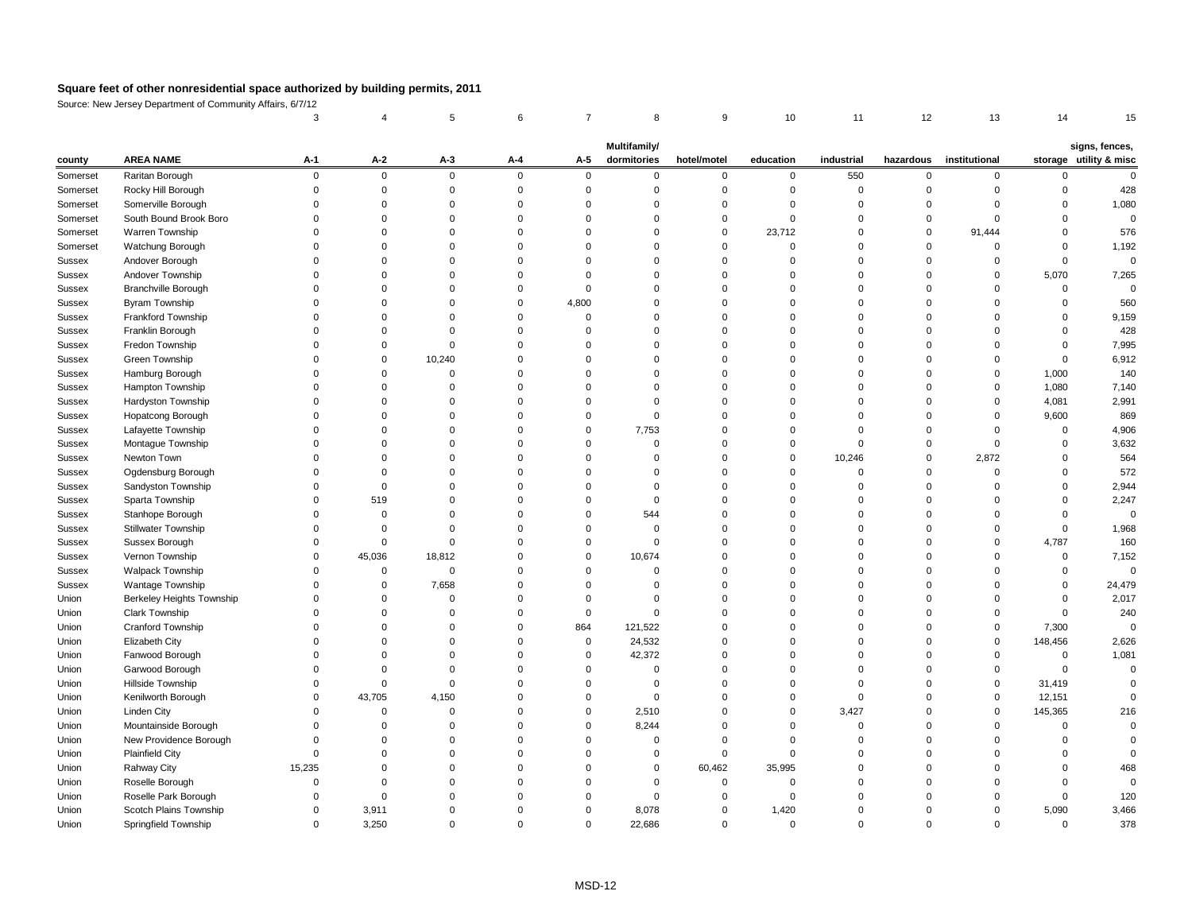## Square feet of other nonresidential space authorized by building permits, 2011

Source: New Jersey Department of Community Affairs, 6/7/12

| | | 3 | 4 | 5 | 6 | 7 | 8 | 9 | 10 | 11 | 12 | 13 | 14 | 15 |
|---|---|---|---|---|---|---|---|---|---|---|---|---|---|---|
| **county** | **AREA NAME** | **A-1** | **A-2** | **A-3** | **A-4** | **A-5** | **Multifamily/ dormitories** | **hotel/motel** | **education** | **industrial** | **hazardous** | **institutional** | **storage** | **signs, fences, utility & misc** |
| Somerset | Raritan Borough | 0 | 0 | 0 | 0 | 0 | 0 | 0 | 0 | 550 | 0 | 0 | 0 | 0 |
| Somerset | Rocky Hill Borough | 0 | 0 | 0 | 0 | 0 | 0 | 0 | 0 | 0 | 0 | 0 | 0 | 428 |
| Somerset | Somerville Borough | 0 | 0 | 0 | 0 | 0 | 0 | 0 | 0 | 0 | 0 | 0 | 0 | 1,080 |
| Somerset | South Bound Brook Boro | 0 | 0 | 0 | 0 | 0 | 0 | 0 | 0 | 0 | 0 | 0 | 0 | 0 |
| Somerset | Warren Township | 0 | 0 | 0 | 0 | 0 | 0 | 0 | 23,712 | 0 | 0 | 91,444 | 0 | 576 |
| Somerset | Watchung Borough | 0 | 0 | 0 | 0 | 0 | 0 | 0 | 0 | 0 | 0 | 0 | 0 | 1,192 |
| Sussex | Andover Borough | 0 | 0 | 0 | 0 | 0 | 0 | 0 | 0 | 0 | 0 | 0 | 0 | 0 |
| Sussex | Andover Township | 0 | 0 | 0 | 0 | 0 | 0 | 0 | 0 | 0 | 0 | 0 | 5,070 | 7,265 |
| Sussex | Branchville Borough | 0 | 0 | 0 | 0 | 0 | 0 | 0 | 0 | 0 | 0 | 0 | 0 | 0 |
| Sussex | Byram Township | 0 | 0 | 0 | 0 | 4,800 | 0 | 0 | 0 | 0 | 0 | 0 | 0 | 560 |
| Sussex | Frankford Township | 0 | 0 | 0 | 0 | 0 | 0 | 0 | 0 | 0 | 0 | 0 | 0 | 9,159 |
| Sussex | Franklin Borough | 0 | 0 | 0 | 0 | 0 | 0 | 0 | 0 | 0 | 0 | 0 | 0 | 428 |
| Sussex | Fredon Township | 0 | 0 | 0 | 0 | 0 | 0 | 0 | 0 | 0 | 0 | 0 | 0 | 7,995 |
| Sussex | Green Township | 0 | 0 | 10,240 | 0 | 0 | 0 | 0 | 0 | 0 | 0 | 0 | 0 | 6,912 |
| Sussex | Hamburg Borough | 0 | 0 | 0 | 0 | 0 | 0 | 0 | 0 | 0 | 0 | 0 | 1,000 | 140 |
| Sussex | Hampton Township | 0 | 0 | 0 | 0 | 0 | 0 | 0 | 0 | 0 | 0 | 0 | 1,080 | 7,140 |
| Sussex | Hardyston Township | 0 | 0 | 0 | 0 | 0 | 0 | 0 | 0 | 0 | 0 | 0 | 4,081 | 2,991 |
| Sussex | Hopatcong Borough | 0 | 0 | 0 | 0 | 0 | 0 | 0 | 0 | 0 | 0 | 0 | 9,600 | 869 |
| Sussex | Lafayette Township | 0 | 0 | 0 | 0 | 0 | 7,753 | 0 | 0 | 0 | 0 | 0 | 0 | 4,906 |
| Sussex | Montague Township | 0 | 0 | 0 | 0 | 0 | 0 | 0 | 0 | 0 | 0 | 0 | 0 | 3,632 |
| Sussex | Newton Town | 0 | 0 | 0 | 0 | 0 | 0 | 0 | 0 | 10,246 | 0 | 2,872 | 0 | 564 |
| Sussex | Ogdensburg Borough | 0 | 0 | 0 | 0 | 0 | 0 | 0 | 0 | 0 | 0 | 0 | 0 | 572 |
| Sussex | Sandyston Township | 0 | 0 | 0 | 0 | 0 | 0 | 0 | 0 | 0 | 0 | 0 | 0 | 2,944 |
| Sussex | Sparta Township | 0 | 519 | 0 | 0 | 0 | 0 | 0 | 0 | 0 | 0 | 0 | 0 | 2,247 |
| Sussex | Stanhope Borough | 0 | 0 | 0 | 0 | 0 | 544 | 0 | 0 | 0 | 0 | 0 | 0 | 0 |
| Sussex | Stillwater Township | 0 | 0 | 0 | 0 | 0 | 0 | 0 | 0 | 0 | 0 | 0 | 0 | 1,968 |
| Sussex | Sussex Borough | 0 | 0 | 0 | 0 | 0 | 0 | 0 | 0 | 0 | 0 | 0 | 4,787 | 160 |
| Sussex | Vernon Township | 0 | 45,036 | 18,812 | 0 | 0 | 10,674 | 0 | 0 | 0 | 0 | 0 | 0 | 7,152 |
| Sussex | Walpack Township | 0 | 0 | 0 | 0 | 0 | 0 | 0 | 0 | 0 | 0 | 0 | 0 | 0 |
| Sussex | Wantage Township | 0 | 0 | 7,658 | 0 | 0 | 0 | 0 | 0 | 0 | 0 | 0 | 0 | 24,479 |
| Union | Berkeley Heights Township | 0 | 0 | 0 | 0 | 0 | 0 | 0 | 0 | 0 | 0 | 0 | 0 | 2,017 |
| Union | Clark Township | 0 | 0 | 0 | 0 | 0 | 0 | 0 | 0 | 0 | 0 | 0 | 0 | 240 |
| Union | Cranford Township | 0 | 0 | 0 | 0 | 864 | 121,522 | 0 | 0 | 0 | 0 | 0 | 7,300 | 0 |
| Union | Elizabeth City | 0 | 0 | 0 | 0 | 0 | 24,532 | 0 | 0 | 0 | 0 | 0 | 148,456 | 2,626 |
| Union | Fanwood Borough | 0 | 0 | 0 | 0 | 0 | 42,372 | 0 | 0 | 0 | 0 | 0 | 0 | 1,081 |
| Union | Garwood Borough | 0 | 0 | 0 | 0 | 0 | 0 | 0 | 0 | 0 | 0 | 0 | 0 | 0 |
| Union | Hillside Township | 0 | 0 | 0 | 0 | 0 | 0 | 0 | 0 | 0 | 0 | 0 | 31,419 | 0 |
| Union | Kenilworth Borough | 0 | 43,705 | 4,150 | 0 | 0 | 0 | 0 | 0 | 0 | 0 | 0 | 12,151 | 0 |
| Union | Linden City | 0 | 0 | 0 | 0 | 0 | 2,510 | 0 | 0 | 3,427 | 0 | 0 | 145,365 | 216 |
| Union | Mountainside Borough | 0 | 0 | 0 | 0 | 0 | 8,244 | 0 | 0 | 0 | 0 | 0 | 0 | 0 |
| Union | New Providence Borough | 0 | 0 | 0 | 0 | 0 | 0 | 0 | 0 | 0 | 0 | 0 | 0 | 0 |
| Union | Plainfield City | 0 | 0 | 0 | 0 | 0 | 0 | 0 | 0 | 0 | 0 | 0 | 0 | 0 |
| Union | Rahway City | 15,235 | 0 | 0 | 0 | 0 | 0 | 60,462 | 35,995 | 0 | 0 | 0 | 0 | 468 |
| Union | Roselle Borough | 0 | 0 | 0 | 0 | 0 | 0 | 0 | 0 | 0 | 0 | 0 | 0 | 0 |
| Union | Roselle Park Borough | 0 | 0 | 0 | 0 | 0 | 0 | 0 | 0 | 0 | 0 | 0 | 0 | 120 |
| Union | Scotch Plains Township | 0 | 3,911 | 0 | 0 | 0 | 8,078 | 0 | 1,420 | 0 | 0 | 0 | 5,090 | 3,466 |
| Union | Springfield Township | 0 | 3,250 | 0 | 0 | 0 | 22,686 | 0 | 0 | 0 | 0 | 0 | 0 | 378 |

MSD-12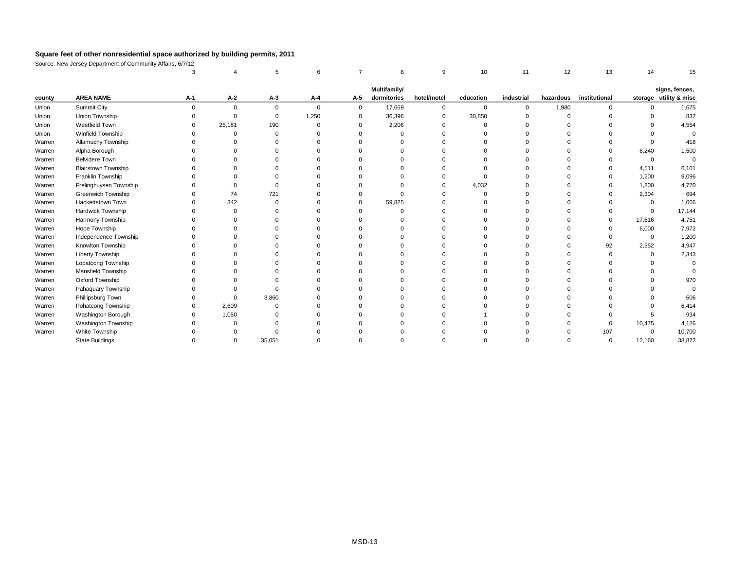**Square feet of other nonresidential space authorized by building permits, 2011**

Source: New Jersey Department of Community Affairs, 6/7/12

| | | 3 | 4 | 5 | 6 | 7 | 8 | 9 | 10 | 11 | 12 | 13 | 14 | 15 |
|---|---|---|---|---|---|---|---|---|---|---|---|---|---|---|
| county | AREA NAME | A-1 | A-2 | A-3 | A-4 | A-5 | Multifamily/ dormitories | hotel/motel | education | industrial | hazardous | institutional | storage | signs, fences, utility & misc |
| Union | Summit City | 0 | 0 | 0 | 0 | 0 | 17,669 | 0 | 0 | 0 | 1,980 | 0 | 0 | 1,675 |
| Union | Union Township | 0 | 0 | 0 | 1,250 | 0 | 36,396 | 0 | 30,850 | 0 | 0 | 0 | 0 | 837 |
| Union | Westfield Town | 0 | 25,181 | 190 | 0 | 0 | 2,206 | 0 | 0 | 0 | 0 | 0 | 0 | 4,554 |
| Union | Winfield Township | 0 | 0 | 0 | 0 | 0 | 0 | 0 | 0 | 0 | 0 | 0 | 0 | 0 |
| Warren | Allamuchy Township | 0 | 0 | 0 | 0 | 0 | 0 | 0 | 0 | 0 | 0 | 0 | 0 | 418 |
| Warren | Alpha Borough | 0 | 0 | 0 | 0 | 0 | 0 | 0 | 0 | 0 | 0 | 0 | 6,240 | 1,500 |
| Warren | Belvidere Town | 0 | 0 | 0 | 0 | 0 | 0 | 0 | 0 | 0 | 0 | 0 | 0 | 0 |
| Warren | Blairstown Township | 0 | 0 | 0 | 0 | 0 | 0 | 0 | 0 | 0 | 0 | 0 | 4,511 | 6,101 |
| Warren | Franklin Township | 0 | 0 | 0 | 0 | 0 | 0 | 0 | 0 | 0 | 0 | 0 | 1,200 | 9,096 |
| Warren | Frelinghuysen Township | 0 | 0 | 0 | 0 | 0 | 0 | 0 | 4,032 | 0 | 0 | 0 | 1,800 | 4,770 |
| Warren | Greenwich Township | 0 | 74 | 721 | 0 | 0 | 0 | 0 | 0 | 0 | 0 | 0 | 2,304 | 694 |
| Warren | Hackettstown Town | 0 | 342 | 0 | 0 | 0 | 59,825 | 0 | 0 | 0 | 0 | 0 | 0 | 1,066 |
| Warren | Hardwick Township | 0 | 0 | 0 | 0 | 0 | 0 | 0 | 0 | 0 | 0 | 0 | 0 | 17,144 |
| Warren | Harmony Township | 0 | 0 | 0 | 0 | 0 | 0 | 0 | 0 | 0 | 0 | 0 | 17,616 | 4,751 |
| Warren | Hope Township | 0 | 0 | 0 | 0 | 0 | 0 | 0 | 0 | 0 | 0 | 0 | 6,000 | 7,972 |
| Warren | Independence Township | 0 | 0 | 0 | 0 | 0 | 0 | 0 | 0 | 0 | 0 | 0 | 0 | 1,200 |
| Warren | Knowlton Township | 0 | 0 | 0 | 0 | 0 | 0 | 0 | 0 | 0 | 0 | 92 | 2,352 | 4,947 |
| Warren | Liberty Township | 0 | 0 | 0 | 0 | 0 | 0 | 0 | 0 | 0 | 0 | 0 | 0 | 2,343 |
| Warren | Lopatcong Township | 0 | 0 | 0 | 0 | 0 | 0 | 0 | 0 | 0 | 0 | 0 | 0 | 0 |
| Warren | Mansfield Township | 0 | 0 | 0 | 0 | 0 | 0 | 0 | 0 | 0 | 0 | 0 | 0 | 0 |
| Warren | Oxford Township | 0 | 0 | 0 | 0 | 0 | 0 | 0 | 0 | 0 | 0 | 0 | 0 | 970 |
| Warren | Pahaquary Township | 0 | 0 | 0 | 0 | 0 | 0 | 0 | 0 | 0 | 0 | 0 | 0 | 0 |
| Warren | Phillipsburg Town | 0 | 0 | 3,860 | 0 | 0 | 0 | 0 | 0 | 0 | 0 | 0 | 0 | 606 |
| Warren | Pohatcong Township | 0 | 2,609 | 0 | 0 | 0 | 0 | 0 | 0 | 0 | 0 | 0 | 0 | 6,414 |
| Warren | Washington Borough | 0 | 1,050 | 0 | 0 | 0 | 0 | 0 | 1 | 0 | 0 | 0 | 5 | 994 |
| Warren | Washington Township | 0 | 0 | 0 | 0 | 0 | 0 | 0 | 0 | 0 | 0 | 0 | 10,475 | 4,126 |
| Warren | White Township | 0 | 0 | 0 | 0 | 0 | 0 | 0 | 0 | 0 | 0 | 107 | 0 | 10,700 |
| | State Buildings | 0 | 0 | 35,051 | 0 | 0 | 0 | 0 | 0 | 0 | 0 | 0 | 12,160 | 38,872 |

MSD-13